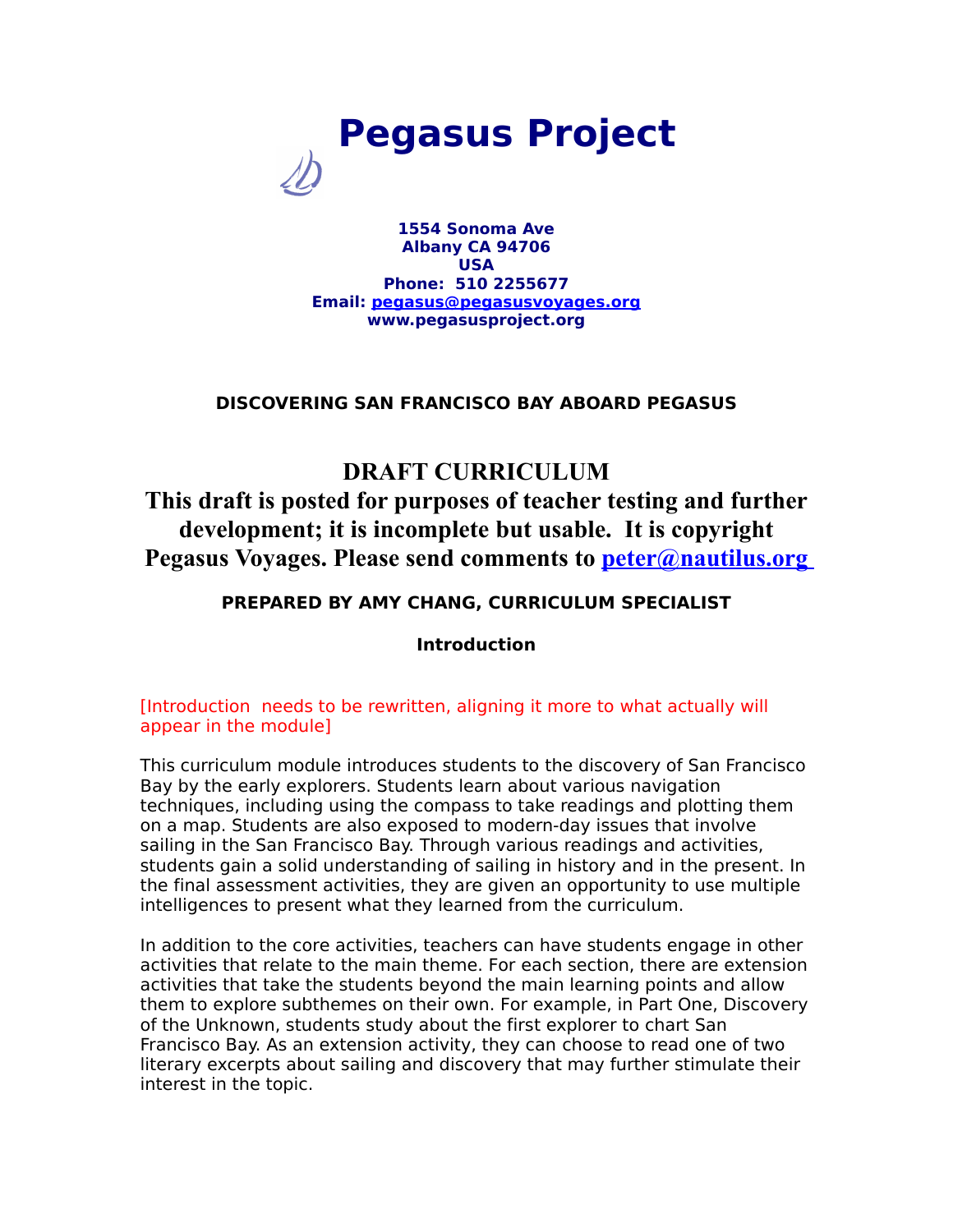# Pegasus Project

**1554 Sonoma Ave**
**Albany CA 94706**
**USA**
**Phone: 510 2255677**
**Email: pegasus@pegasusvoyages.org**
**www.pegasusproject.org**

### DISCOVERING SAN FRANCISCO BAY ABOARD PEGASUS

## DRAFT CURRICULUM

## This draft is posted for purposes of teacher testing and further development; it is incomplete but usable. It is copyright Pegasus Voyages. Please send comments to peter@nautilus.org

### PREPARED BY AMY CHANG, CURRICULUM SPECIALIST

### Introduction

[Introduction needs to be rewritten, aligning it more to what actually will appear in the module]

This curriculum module introduces students to the discovery of San Francisco Bay by the early explorers. Students learn about various navigation techniques, including using the compass to take readings and plotting them on a map. Students are also exposed to modern-day issues that involve sailing in the San Francisco Bay. Through various readings and activities, students gain a solid understanding of sailing in history and in the present. In the final assessment activities, they are given an opportunity to use multiple intelligences to present what they learned from the curriculum.

In addition to the core activities, teachers can have students engage in other activities that relate to the main theme. For each section, there are extension activities that take the students beyond the main learning points and allow them to explore subthemes on their own. For example, in Part One, Discovery of the Unknown, students study about the first explorer to chart San Francisco Bay. As an extension activity, they can choose to read one of two literary excerpts about sailing and discovery that may further stimulate their interest in the topic.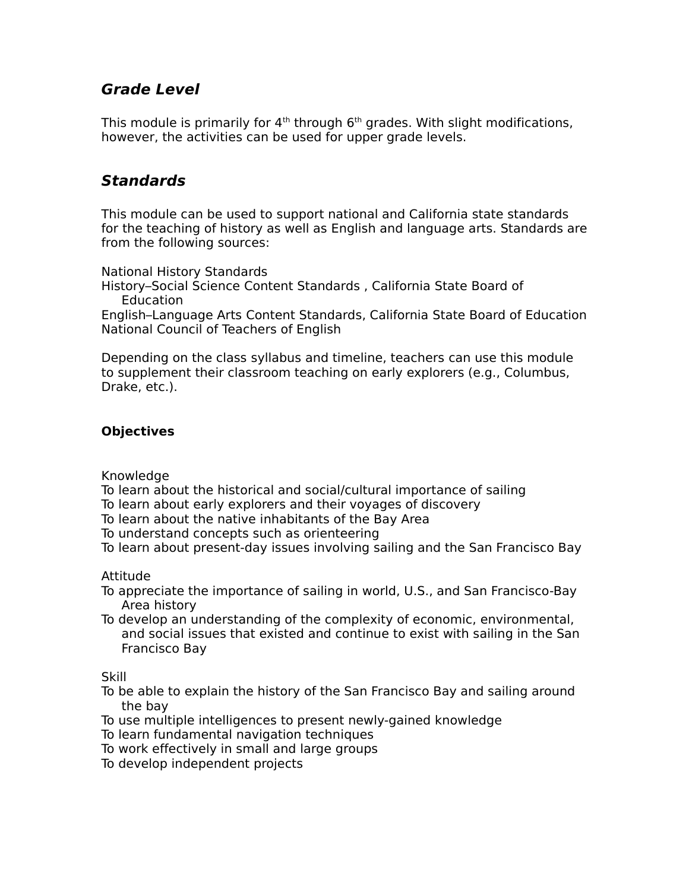## ***Grade Level***

This module is primarily for 4th through 6th grades. With slight modifications, however, the activities can be used for upper grade levels.

## ***Standards***

This module can be used to support national and California state standards for the teaching of history as well as English and language arts. Standards are from the following sources:

National History Standards
History–Social Science Content Standards , California State Board of Education
English–Language Arts Content Standards, California State Board of Education
National Council of Teachers of English

Depending on the class syllabus and timeline, teachers can use this module to supplement their classroom teaching on early explorers (e.g., Columbus, Drake, etc.).

### **Objectives**

Knowledge
To learn about the historical and social/cultural importance of sailing
To learn about early explorers and their voyages of discovery
To learn about the native inhabitants of the Bay Area
To understand concepts such as orienteering
To learn about present-day issues involving sailing and the San Francisco Bay

Attitude
To appreciate the importance of sailing in world, U.S., and San Francisco-Bay Area history
To develop an understanding of the complexity of economic, environmental, and social issues that existed and continue to exist with sailing in the San Francisco Bay

Skill
To be able to explain the history of the San Francisco Bay and sailing around the bay
To use multiple intelligences to present newly-gained knowledge
To learn fundamental navigation techniques
To work effectively in small and large groups
To develop independent projects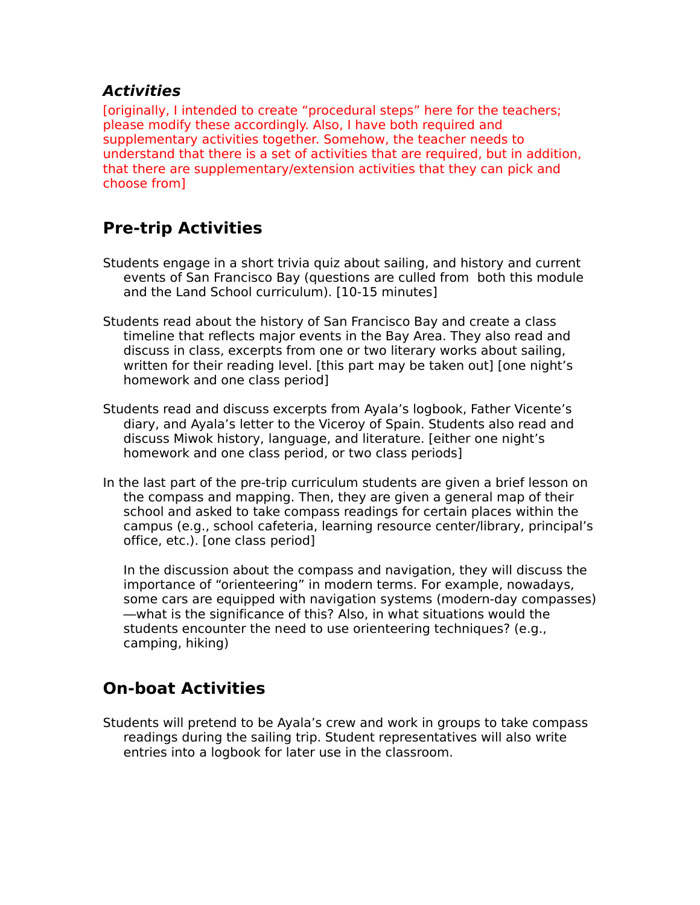### ***Activities***

[originally, I intended to create “procedural steps” here for the teachers; please modify these accordingly. Also, I have both required and supplementary activities together. Somehow, the teacher needs to understand that there is a set of activities that are required, but in addition, that there are supplementary/extension activities that they can pick and choose from]

## Pre-trip Activities

Students engage in a short trivia quiz about sailing, and history and current events of San Francisco Bay (questions are culled from both this module and the Land School curriculum). [10-15 minutes]

Students read about the history of San Francisco Bay and create a class timeline that reflects major events in the Bay Area. They also read and discuss in class, excerpts from one or two literary works about sailing, written for their reading level. [this part may be taken out] [one night’s homework and one class period]

Students read and discuss excerpts from Ayala’s logbook, Father Vicente’s diary, and Ayala’s letter to the Viceroy of Spain. Students also read and discuss Miwok history, language, and literature. [either one night’s homework and one class period, or two class periods]

In the last part of the pre-trip curriculum students are given a brief lesson on the compass and mapping. Then, they are given a general map of their school and asked to take compass readings for certain places within the campus (e.g., school cafeteria, learning resource center/library, principal’s office, etc.). [one class period]

In the discussion about the compass and navigation, they will discuss the importance of “orienteering” in modern terms. For example, nowadays, some cars are equipped with navigation systems (modern-day compasses)—what is the significance of this? Also, in what situations would the students encounter the need to use orienteering techniques? (e.g., camping, hiking)

## On-boat Activities

Students will pretend to be Ayala’s crew and work in groups to take compass readings during the sailing trip. Student representatives will also write entries into a logbook for later use in the classroom.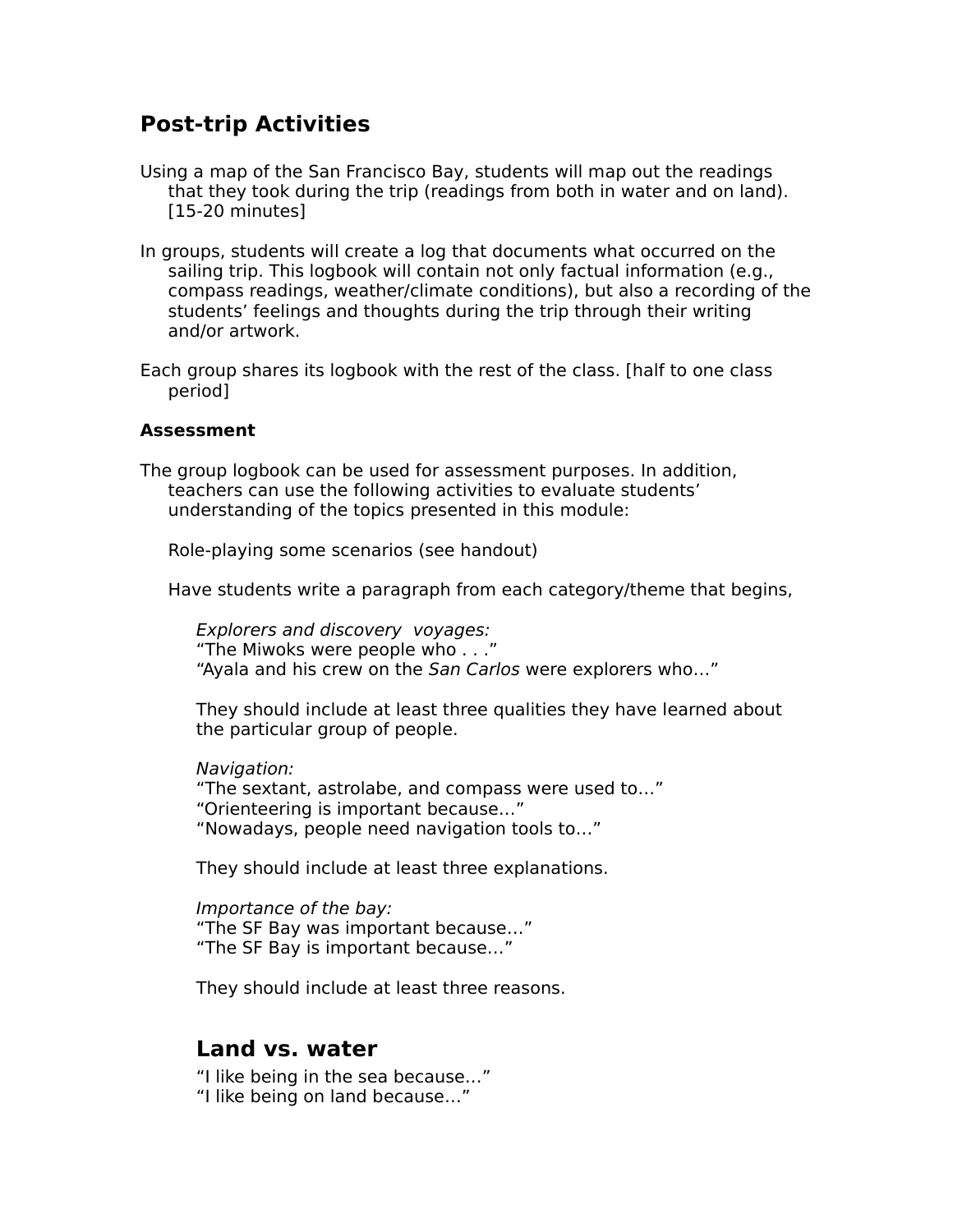## Post-trip Activities

Using a map of the San Francisco Bay, students will map out the readings that they took during the trip (readings from both in water and on land). [15-20 minutes]

In groups, students will create a log that documents what occurred on the sailing trip. This logbook will contain not only factual information (e.g., compass readings, weather/climate conditions), but also a recording of the students' feelings and thoughts during the trip through their writing and/or artwork.

Each group shares its logbook with the rest of the class. [half to one class period]

**Assessment**

The group logbook can be used for assessment purposes. In addition, teachers can use the following activities to evaluate students' understanding of the topics presented in this module:

Role-playing some scenarios (see handout)

Have students write a paragraph from each category/theme that begins,

*Explorers and discovery voyages:*
"The Miwoks were people who . . ."
"Ayala and his crew on the *San Carlos* were explorers who…"

They should include at least three qualities they have learned about the particular group of people.

*Navigation:*
"The sextant, astrolabe, and compass were used to…"
"Orienteering is important because…"
"Nowadays, people need navigation tools to…"

They should include at least three explanations.

*Importance of the bay:*
"The SF Bay was important because…"
"The SF Bay is important because…"

They should include at least three reasons.

## Land vs. water

"I like being in the sea because…"
"I like being on land because…"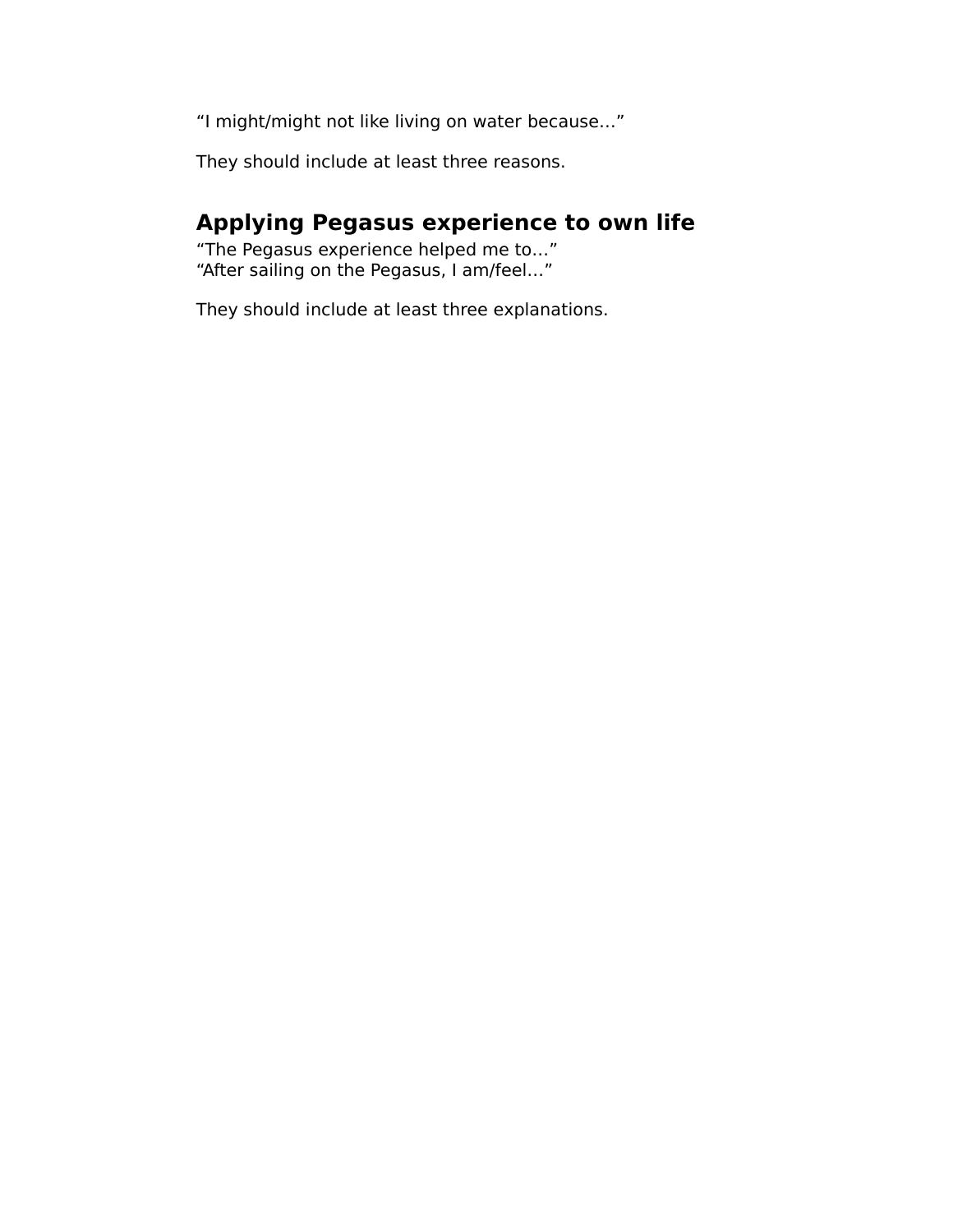“I might/might not like living on water because…”

They should include at least three reasons.

## Applying Pegasus experience to own life

“The Pegasus experience helped me to…”
“After sailing on the Pegasus, I am/feel…”

They should include at least three explanations.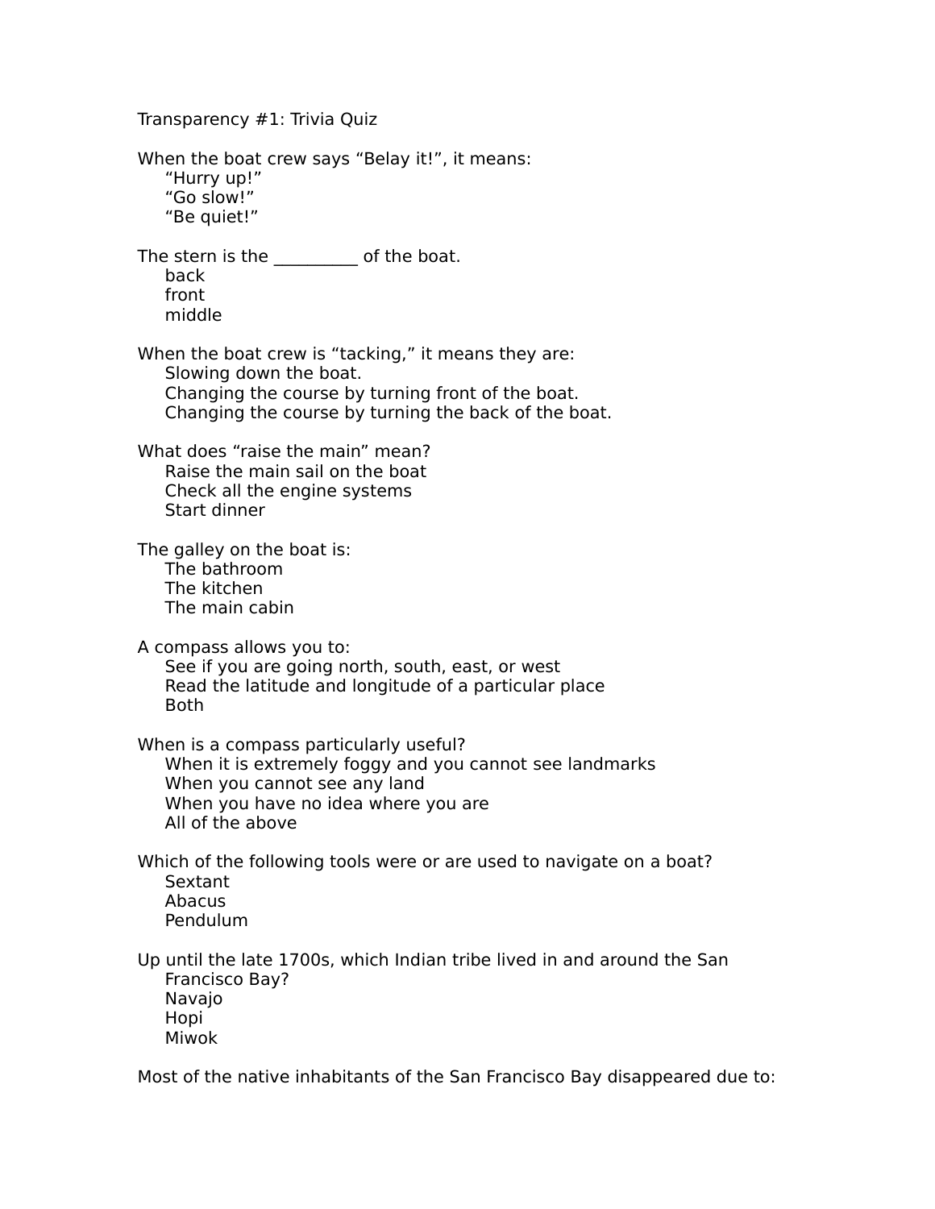Transparency #1: Trivia Quiz

When the boat crew says “Belay it!”, it means:
- “Hurry up!”
- “Go slow!”
- “Be quiet!”

The stern is the __________ of the boat.
- back
- front
- middle

When the boat crew is “tacking,” it means they are:
- Slowing down the boat.
- Changing the course by turning front of the boat.
- Changing the course by turning the back of the boat.

What does “raise the main” mean?
- Raise the main sail on the boat
- Check all the engine systems
- Start dinner

The galley on the boat is:
- The bathroom
- The kitchen
- The main cabin

A compass allows you to:
- See if you are going north, south, east, or west
- Read the latitude and longitude of a particular place
- Both

When is a compass particularly useful?
- When it is extremely foggy and you cannot see landmarks
- When you cannot see any land
- When you have no idea where you are
- All of the above

Which of the following tools were or are used to navigate on a boat?
- Sextant
- Abacus
- Pendulum

Up until the late 1700s, which Indian tribe lived in and around the San Francisco Bay?
- Navajo
- Hopi
- Miwok

Most of the native inhabitants of the San Francisco Bay disappeared due to: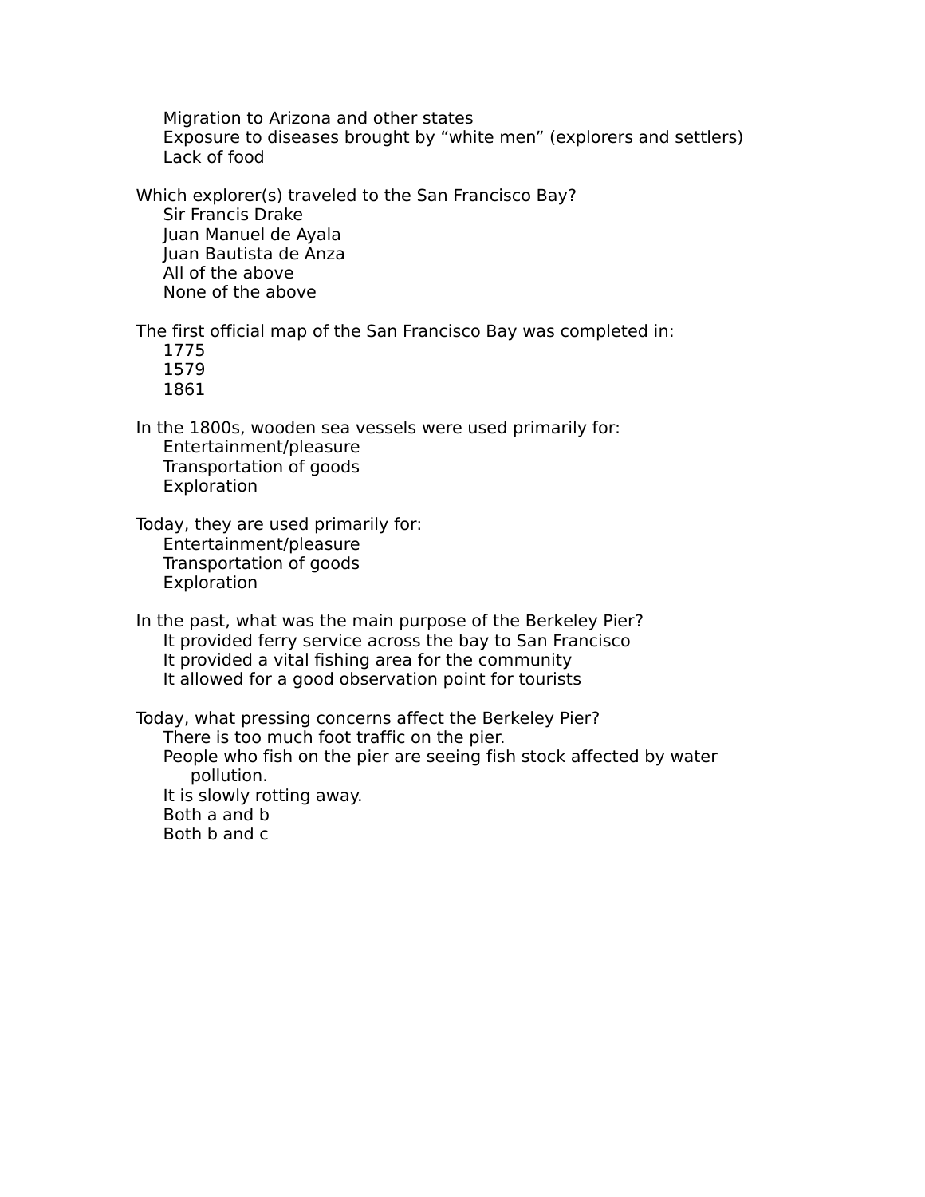Migration to Arizona and other states
Exposure to diseases brought by “white men” (explorers and settlers)
Lack of food

Which explorer(s) traveled to the San Francisco Bay?
Sir Francis Drake
Juan Manuel de Ayala
Juan Bautista de Anza
All of the above
None of the above

The first official map of the San Francisco Bay was completed in:
1775
1579
1861

In the 1800s, wooden sea vessels were used primarily for:
Entertainment/pleasure
Transportation of goods
Exploration

Today, they are used primarily for:
Entertainment/pleasure
Transportation of goods
Exploration

In the past, what was the main purpose of the Berkeley Pier?
It provided ferry service across the bay to San Francisco
It provided a vital fishing area for the community
It allowed for a good observation point for tourists

Today, what pressing concerns affect the Berkeley Pier?
There is too much foot traffic on the pier.
People who fish on the pier are seeing fish stock affected by water pollution.
It is slowly rotting away.
Both a and b
Both b and c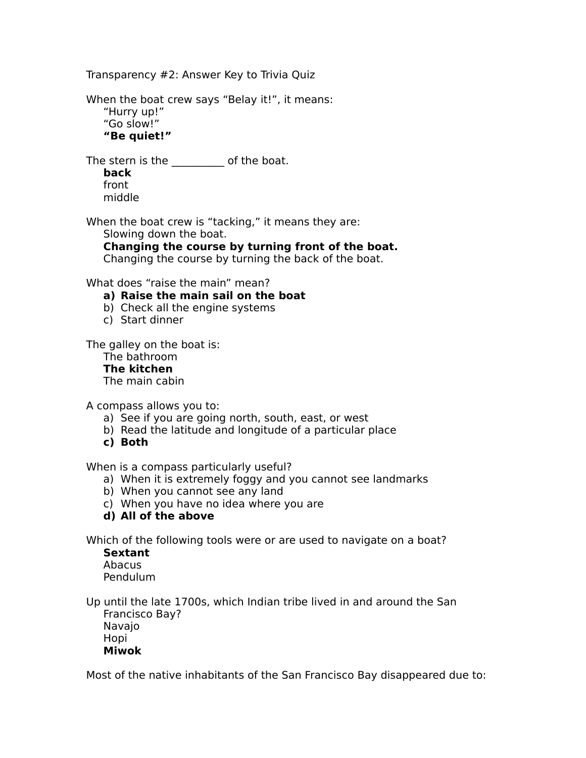Transparency #2: Answer Key to Trivia Quiz

When the boat crew says "Belay it!", it means:

- "Hurry up!"
- "Go slow!"
- **"Be quiet!"**

The stern is the __________ of the boat.

- **back**
- front
- middle

When the boat crew is "tacking," it means they are:

- Slowing down the boat.
- **Changing the course by turning front of the boat.**
- Changing the course by turning the back of the boat.

What does "raise the main" mean?

- **a) Raise the main sail on the boat**
- b) Check all the engine systems
- c) Start dinner

The galley on the boat is:

- The bathroom
- **The kitchen**
- The main cabin

A compass allows you to:

- a) See if you are going north, south, east, or west
- b) Read the latitude and longitude of a particular place
- **c) Both**

When is a compass particularly useful?

- a) When it is extremely foggy and you cannot see landmarks
- b) When you cannot see any land
- c) When you have no idea where you are
- **d) All of the above**

Which of the following tools were or are used to navigate on a boat?

- **Sextant**
- Abacus
- Pendulum

Up until the late 1700s, which Indian tribe lived in and around the San Francisco Bay?

- Navajo
- Hopi
- **Miwok**

Most of the native inhabitants of the San Francisco Bay disappeared due to: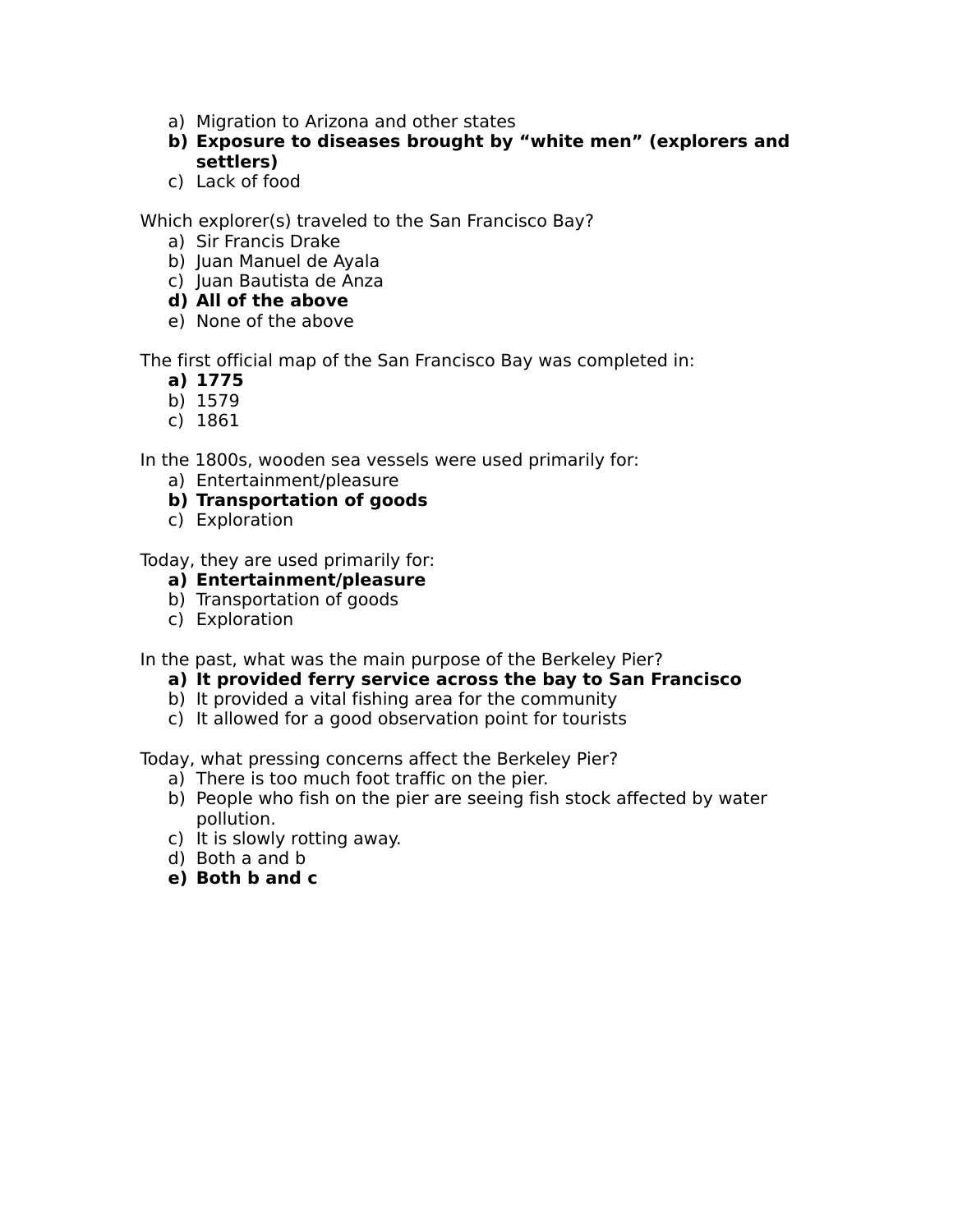a) Migration to Arizona and other states
**b) Exposure to diseases brought by "white men" (explorers and settlers)**
c) Lack of food

Which explorer(s) traveled to the San Francisco Bay?

a) Sir Francis Drake
b) Juan Manuel de Ayala
c) Juan Bautista de Anza
**d) All of the above**
e) None of the above

The first official map of the San Francisco Bay was completed in:

**a) 1775**
b) 1579
c) 1861

In the 1800s, wooden sea vessels were used primarily for:

a) Entertainment/pleasure
**b) Transportation of goods**
c) Exploration

Today, they are used primarily for:

**a) Entertainment/pleasure**
b) Transportation of goods
c) Exploration

In the past, what was the main purpose of the Berkeley Pier?

**a) It provided ferry service across the bay to San Francisco**
b) It provided a vital fishing area for the community
c) It allowed for a good observation point for tourists

Today, what pressing concerns affect the Berkeley Pier?

a) There is too much foot traffic on the pier.
b) People who fish on the pier are seeing fish stock affected by water pollution.
c) It is slowly rotting away.
d) Both a and b
**e) Both b and c**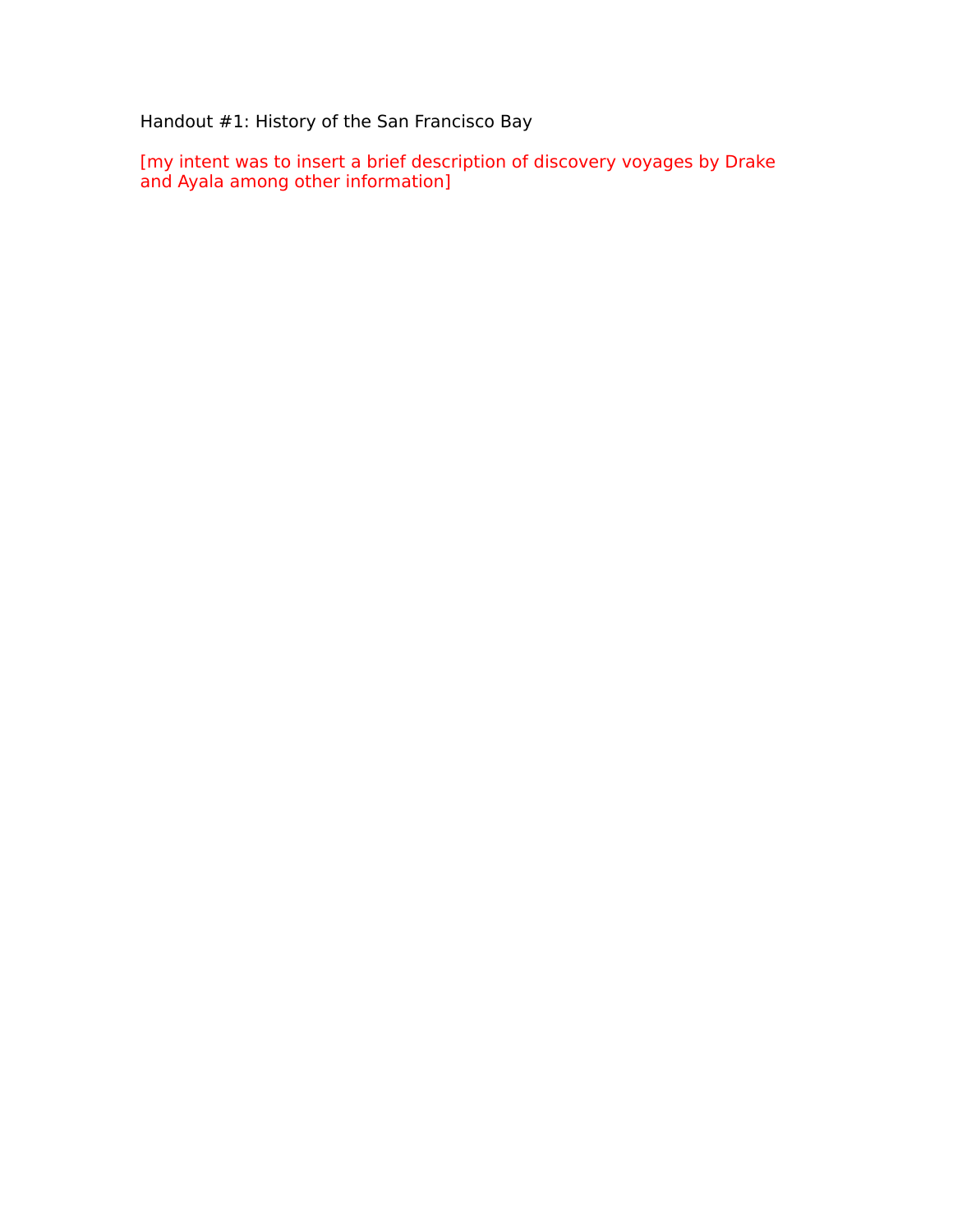Handout #1: History of the San Francisco Bay

[my intent was to insert a brief description of discovery voyages by Drake and Ayala among other information]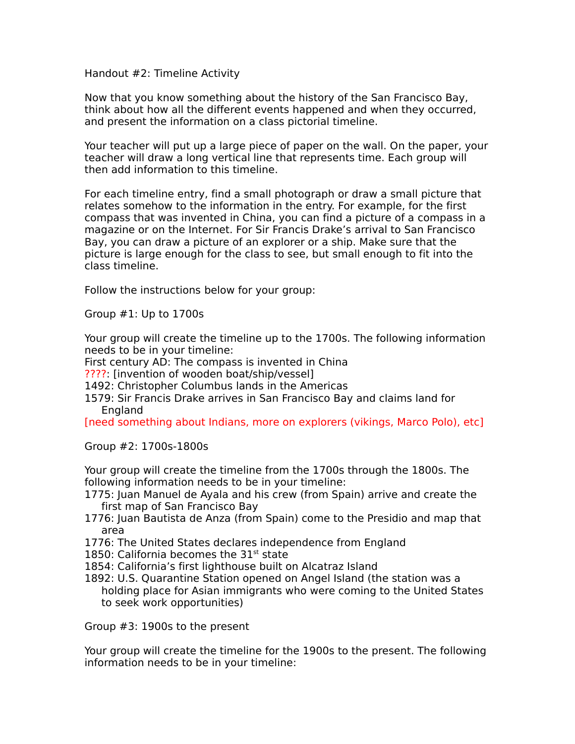Handout #2: Timeline Activity

Now that you know something about the history of the San Francisco Bay, think about how all the different events happened and when they occurred, and present the information on a class pictorial timeline.

Your teacher will put up a large piece of paper on the wall. On the paper, your teacher will draw a long vertical line that represents time. Each group will then add information to this timeline.

For each timeline entry, find a small photograph or draw a small picture that relates somehow to the information in the entry. For example, for the first compass that was invented in China, you can find a picture of a compass in a magazine or on the Internet. For Sir Francis Drake's arrival to San Francisco Bay, you can draw a picture of an explorer or a ship. Make sure that the picture is large enough for the class to see, but small enough to fit into the class timeline.

Follow the instructions below for your group:

Group #1: Up to 1700s

Your group will create the timeline up to the 1700s. The following information needs to be in your timeline:

First century AD: The compass is invented in China
????: [invention of wooden boat/ship/vessel]
1492: Christopher Columbus lands in the Americas
1579: Sir Francis Drake arrives in San Francisco Bay and claims land for England
[need something about Indians, more on explorers (vikings, Marco Polo), etc]

Group #2: 1700s-1800s

Your group will create the timeline from the 1700s through the 1800s. The following information needs to be in your timeline:

1775: Juan Manuel de Ayala and his crew (from Spain) arrive and create the first map of San Francisco Bay
1776: Juan Bautista de Anza (from Spain) come to the Presidio and map that area
1776: The United States declares independence from England
1850: California becomes the 31st state
1854: California's first lighthouse built on Alcatraz Island
1892: U.S. Quarantine Station opened on Angel Island (the station was a holding place for Asian immigrants who were coming to the United States to seek work opportunities)

Group #3: 1900s to the present

Your group will create the timeline for the 1900s to the present. The following information needs to be in your timeline: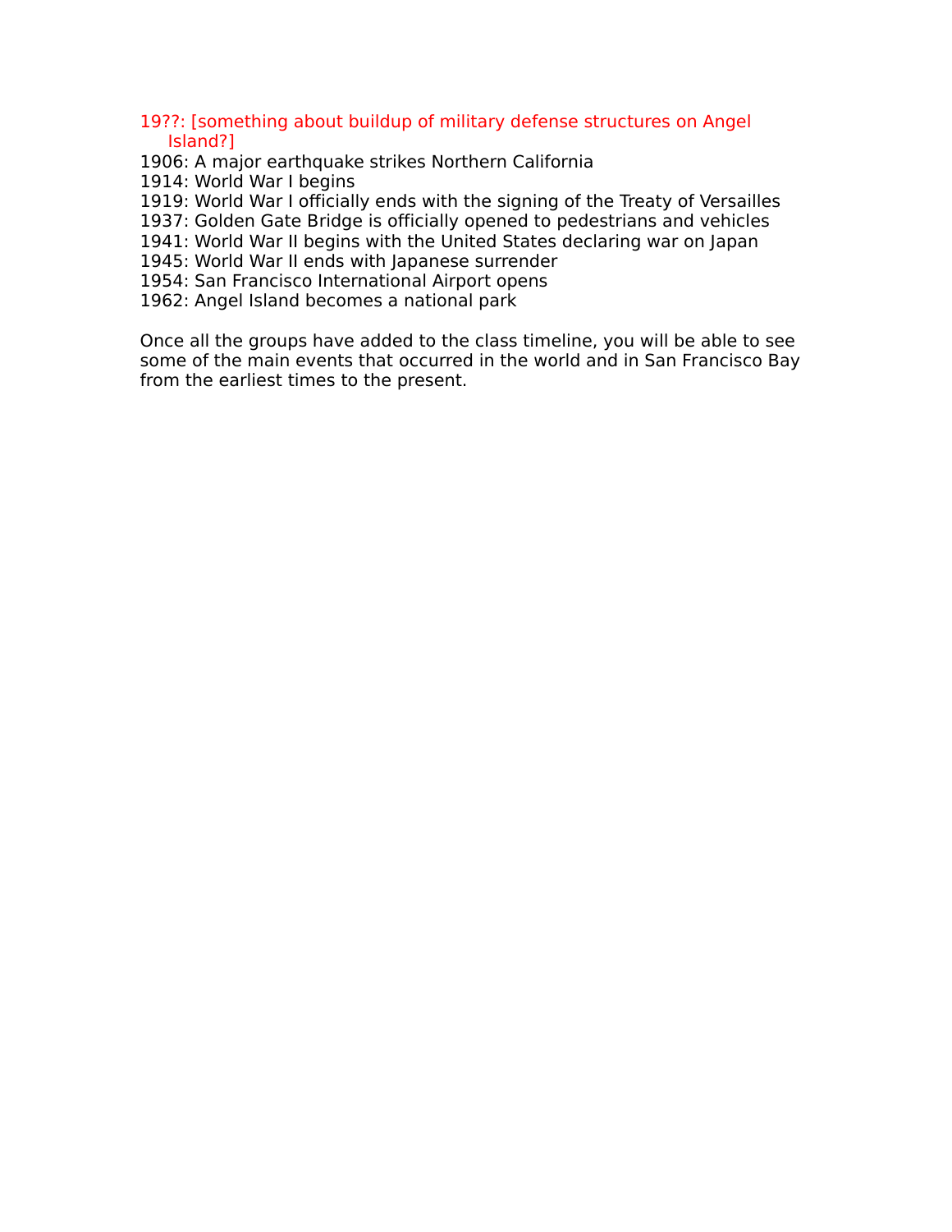19??: [something about buildup of military defense structures on Angel Island?]
1906: A major earthquake strikes Northern California
1914: World War I begins
1919: World War I officially ends with the signing of the Treaty of Versailles
1937: Golden Gate Bridge is officially opened to pedestrians and vehicles
1941: World War II begins with the United States declaring war on Japan
1945: World War II ends with Japanese surrender
1954: San Francisco International Airport opens
1962: Angel Island becomes a national park

Once all the groups have added to the class timeline, you will be able to see some of the main events that occurred in the world and in San Francisco Bay from the earliest times to the present.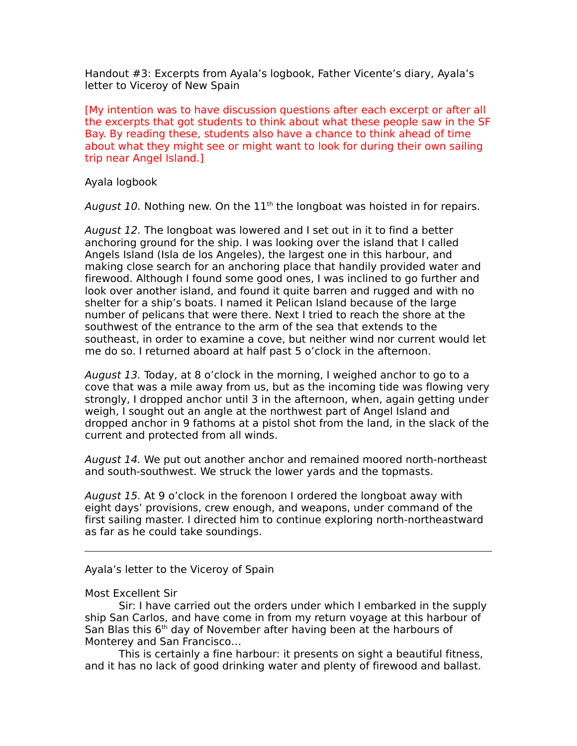Handout #3: Excerpts from Ayala's logbook, Father Vicente's diary, Ayala's letter to Viceroy of New Spain

[My intention was to have discussion questions after each excerpt or after all the excerpts that got students to think about what these people saw in the SF Bay. By reading these, students also have a chance to think ahead of time about what they might see or might want to look for during their own sailing trip near Angel Island.]

Ayala logbook

*August 10.* Nothing new. On the 11th the longboat was hoisted in for repairs.

*August 12.* The longboat was lowered and I set out in it to find a better anchoring ground for the ship. I was looking over the island that I called Angels Island (Isla de los Angeles), the largest one in this harbour, and making close search for an anchoring place that handily provided water and firewood. Although I found some good ones, I was inclined to go further and look over another island, and found it quite barren and rugged and with no shelter for a ship's boats. I named it Pelican Island because of the large number of pelicans that were there. Next I tried to reach the shore at the southwest of the entrance to the arm of the sea that extends to the southeast, in order to examine a cove, but neither wind nor current would let me do so. I returned aboard at half past 5 o'clock in the afternoon.

*August 13.* Today, at 8 o'clock in the morning, I weighed anchor to go to a cove that was a mile away from us, but as the incoming tide was flowing very strongly, I dropped anchor until 3 in the afternoon, when, again getting under weigh, I sought out an angle at the northwest part of Angel Island and dropped anchor in 9 fathoms at a pistol shot from the land, in the slack of the current and protected from all winds.

*August 14.* We put out another anchor and remained moored north-northeast and south-southwest. We struck the lower yards and the topmasts.

*August 15.* At 9 o'clock in the forenoon I ordered the longboat away with eight days' provisions, crew enough, and weapons, under command of the first sailing master. I directed him to continue exploring north-northeastward as far as he could take soundings.

---

Ayala's letter to the Viceroy of Spain

Most Excellent Sir

Sir: I have carried out the orders under which I embarked in the supply ship San Carlos, and have come in from my return voyage at this harbour of San Blas this 6th day of November after having been at the harbours of Monterey and San Francisco…

This is certainly a fine harbour: it presents on sight a beautiful fitness, and it has no lack of good drinking water and plenty of firewood and ballast.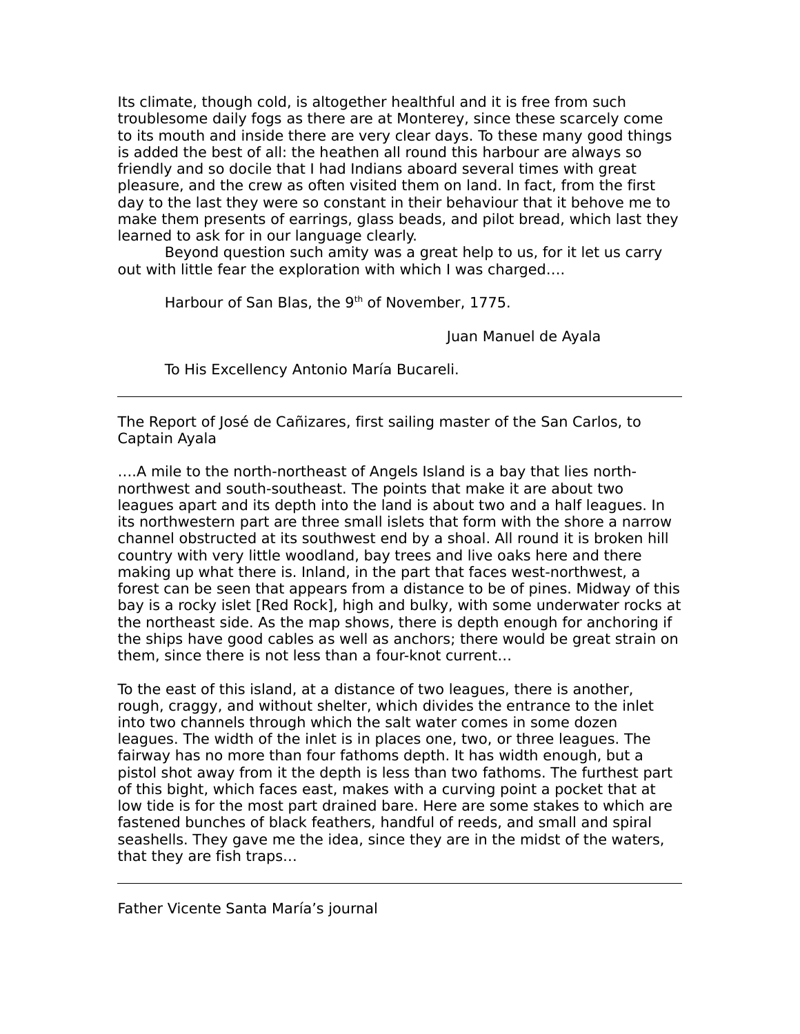Its climate, though cold, is altogether healthful and it is free from such troublesome daily fogs as there are at Monterey, since these scarcely come to its mouth and inside there are very clear days. To these many good things is added the best of all: the heathen all round this harbour are always so friendly and so docile that I had Indians aboard several times with great pleasure, and the crew as often visited them on land. In fact, from the first day to the last they were so constant in their behaviour that it behove me to make them presents of earrings, glass beads, and pilot bread, which last they learned to ask for in our language clearly.

Beyond question such amity was a great help to us, for it let us carry out with little fear the exploration with which I was charged….

Harbour of San Blas, the 9th of November, 1775.

Juan Manuel de Ayala

To His Excellency Antonio María Bucareli.

---

The Report of José de Cañizares, first sailing master of the San Carlos, to Captain Ayala

….A mile to the north-northeast of Angels Island is a bay that lies north-northwest and south-southeast. The points that make it are about two leagues apart and its depth into the land is about two and a half leagues. In its northwestern part are three small islets that form with the shore a narrow channel obstructed at its southwest end by a shoal. All round it is broken hill country with very little woodland, bay trees and live oaks here and there making up what there is. Inland, in the part that faces west-northwest, a forest can be seen that appears from a distance to be of pines. Midway of this bay is a rocky islet [Red Rock], high and bulky, with some underwater rocks at the northeast side. As the map shows, there is depth enough for anchoring if the ships have good cables as well as anchors; there would be great strain on them, since there is not less than a four-knot current…

To the east of this island, at a distance of two leagues, there is another, rough, craggy, and without shelter, which divides the entrance to the inlet into two channels through which the salt water comes in some dozen leagues. The width of the inlet is in places one, two, or three leagues. The fairway has no more than four fathoms depth. It has width enough, but a pistol shot away from it the depth is less than two fathoms. The furthest part of this bight, which faces east, makes with a curving point a pocket that at low tide is for the most part drained bare. Here are some stakes to which are fastened bunches of black feathers, handful of reeds, and small and spiral seashells. They gave me the idea, since they are in the midst of the waters, that they are fish traps…

---

Father Vicente Santa María's journal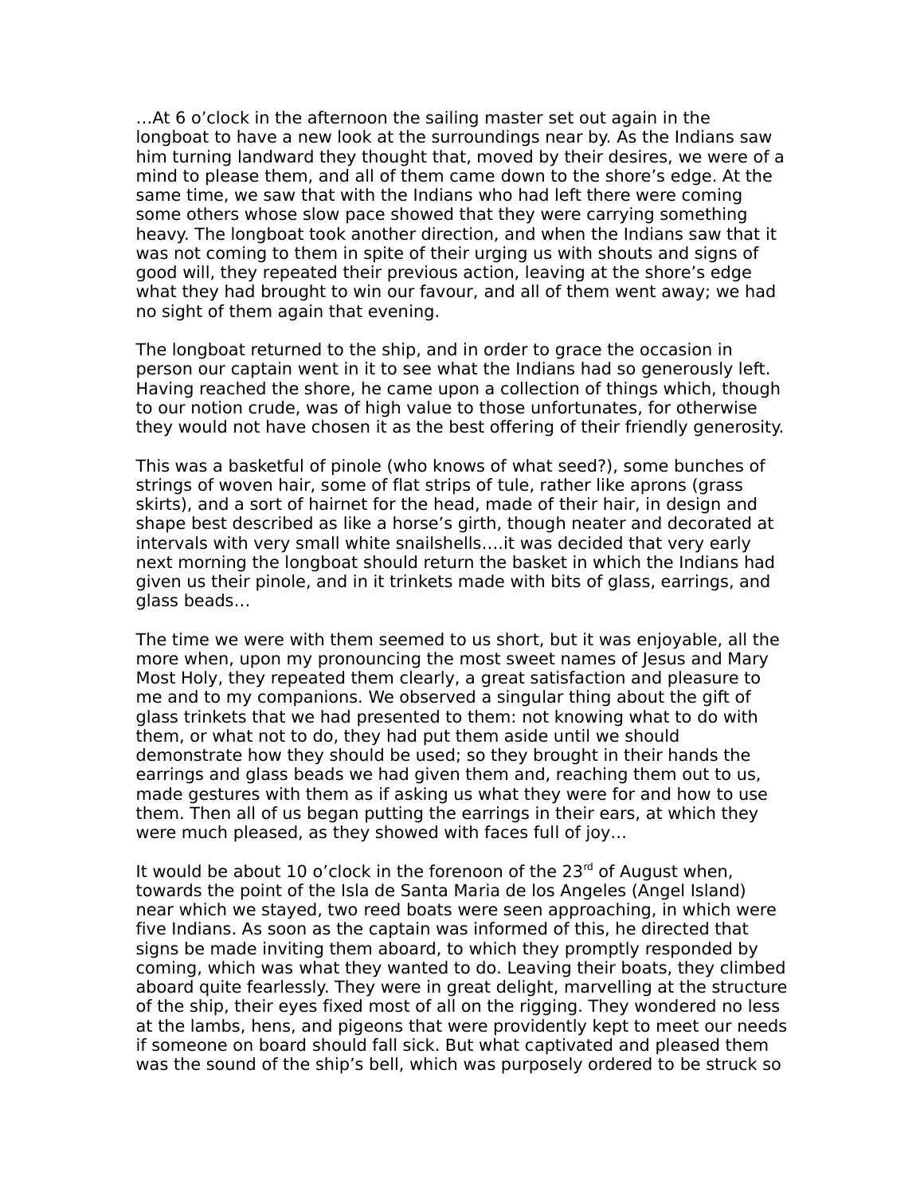…At 6 o'clock in the afternoon the sailing master set out again in the longboat to have a new look at the surroundings near by. As the Indians saw him turning landward they thought that, moved by their desires, we were of a mind to please them, and all of them came down to the shore's edge. At the same time, we saw that with the Indians who had left there were coming some others whose slow pace showed that they were carrying something heavy. The longboat took another direction, and when the Indians saw that it was not coming to them in spite of their urging us with shouts and signs of good will, they repeated their previous action, leaving at the shore's edge what they had brought to win our favour, and all of them went away; we had no sight of them again that evening.

The longboat returned to the ship, and in order to grace the occasion in person our captain went in it to see what the Indians had so generously left. Having reached the shore, he came upon a collection of things which, though to our notion crude, was of high value to those unfortunates, for otherwise they would not have chosen it as the best offering of their friendly generosity.

This was a basketful of pinole (who knows of what seed?), some bunches of strings of woven hair, some of flat strips of tule, rather like aprons (grass skirts), and a sort of hairnet for the head, made of their hair, in design and shape best described as like a horse's girth, though neater and decorated at intervals with very small white snailshells….it was decided that very early next morning the longboat should return the basket in which the Indians had given us their pinole, and in it trinkets made with bits of glass, earrings, and glass beads…

The time we were with them seemed to us short, but it was enjoyable, all the more when, upon my pronouncing the most sweet names of Jesus and Mary Most Holy, they repeated them clearly, a great satisfaction and pleasure to me and to my companions. We observed a singular thing about the gift of glass trinkets that we had presented to them: not knowing what to do with them, or what not to do, they had put them aside until we should demonstrate how they should be used; so they brought in their hands the earrings and glass beads we had given them and, reaching them out to us, made gestures with them as if asking us what they were for and how to use them. Then all of us began putting the earrings in their ears, at which they were much pleased, as they showed with faces full of joy…

It would be about 10 o'clock in the forenoon of the 23rd of August when, towards the point of the Isla de Santa Maria de los Angeles (Angel Island) near which we stayed, two reed boats were seen approaching, in which were five Indians. As soon as the captain was informed of this, he directed that signs be made inviting them aboard, to which they promptly responded by coming, which was what they wanted to do. Leaving their boats, they climbed aboard quite fearlessly. They were in great delight, marvelling at the structure of the ship, their eyes fixed most of all on the rigging. They wondered no less at the lambs, hens, and pigeons that were providently kept to meet our needs if someone on board should fall sick. But what captivated and pleased them was the sound of the ship's bell, which was purposely ordered to be struck so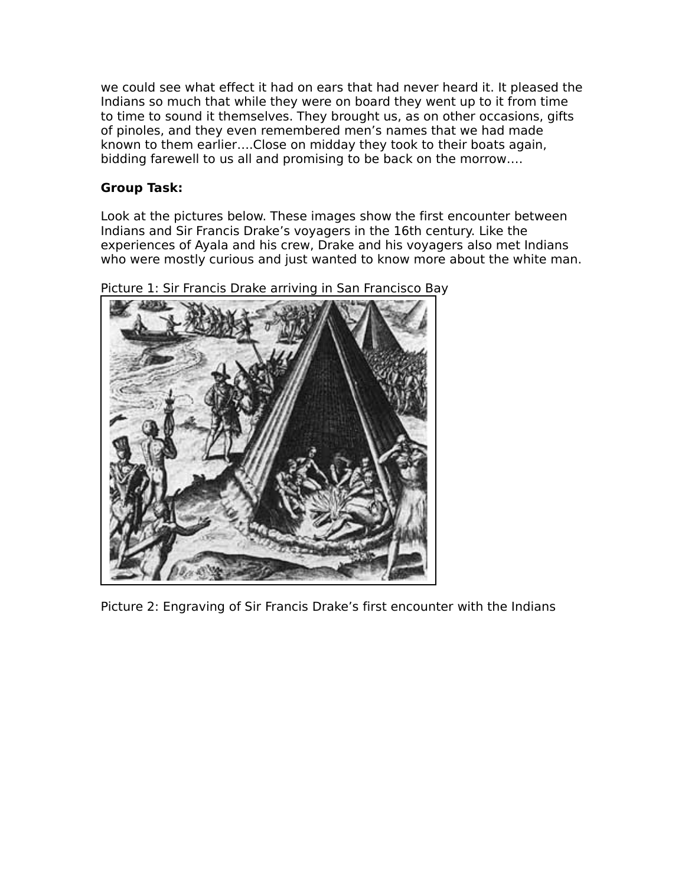we could see what effect it had on ears that had never heard it. It pleased the Indians so much that while they were on board they went up to it from time to time to sound it themselves. They brought us, as on other occasions, gifts of pinoles, and they even remembered men's names that we had made known to them earlier….Close on midday they took to their boats again, bidding farewell to us all and promising to be back on the morrow….

**Group Task:**

Look at the pictures below. These images show the first encounter between Indians and Sir Francis Drake's voyagers in the 16th century. Like the experiences of Ayala and his crew, Drake and his voyagers also met Indians who were mostly curious and just wanted to know more about the white man.

Picture 1: Sir Francis Drake arriving in San Francisco Bay

Picture 2: Engraving of Sir Francis Drake's first encounter with the Indians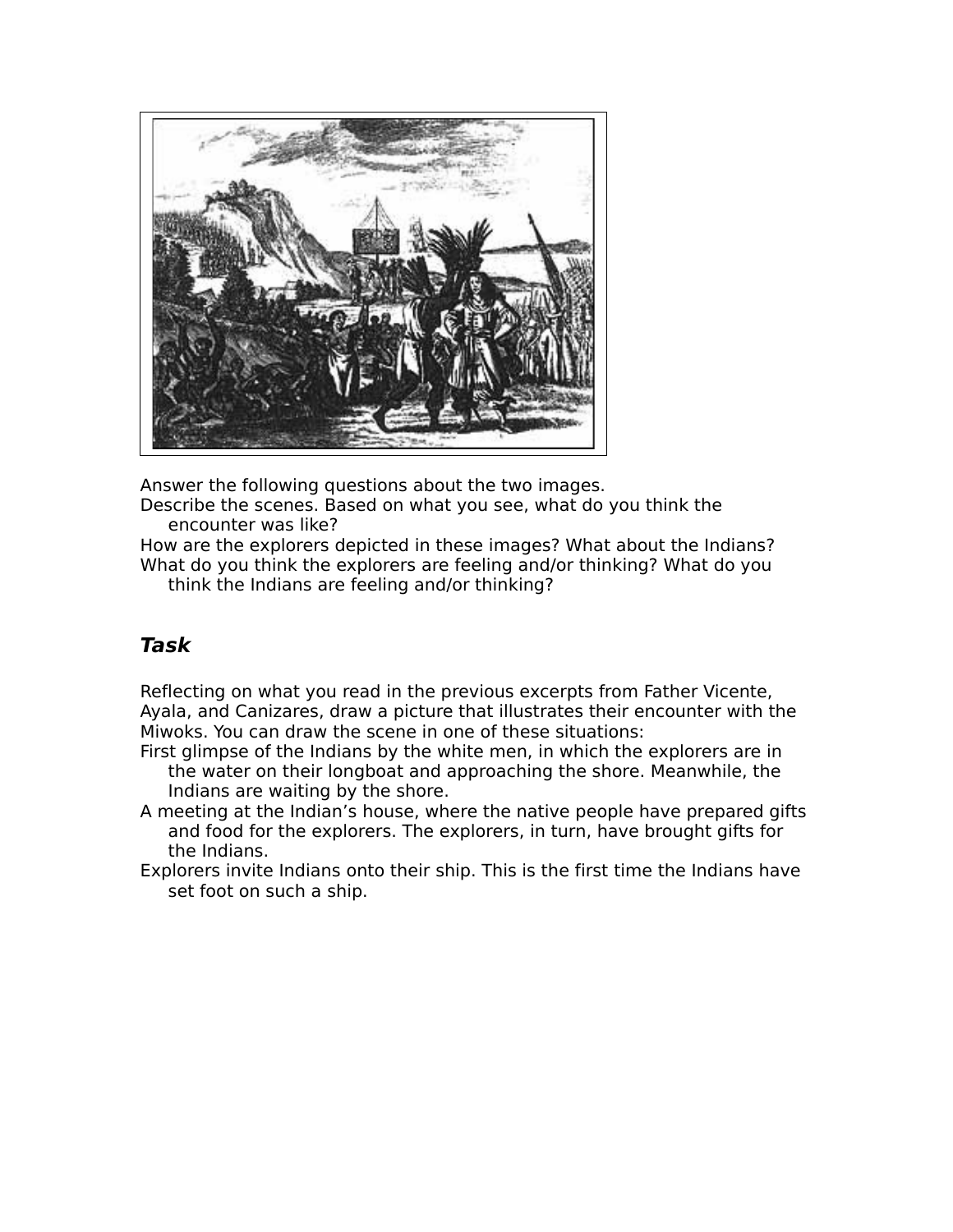Answer the following questions about the two images.

- Describe the scenes. Based on what you see, what do you think the encounter was like?
- How are the explorers depicted in these images? What about the Indians?
- What do you think the explorers are feeling and/or thinking? What do you think the Indians are feeling and/or thinking?

## *Task*

Reflecting on what you read in the previous excerpts from Father Vicente, Ayala, and Canizares, draw a picture that illustrates their encounter with the Miwoks. You can draw the scene in one of these situations:

- First glimpse of the Indians by the white men, in which the explorers are in the water on their longboat and approaching the shore. Meanwhile, the Indians are waiting by the shore.
- A meeting at the Indian's house, where the native people have prepared gifts and food for the explorers. The explorers, in turn, have brought gifts for the Indians.
- Explorers invite Indians onto their ship. This is the first time the Indians have set foot on such a ship.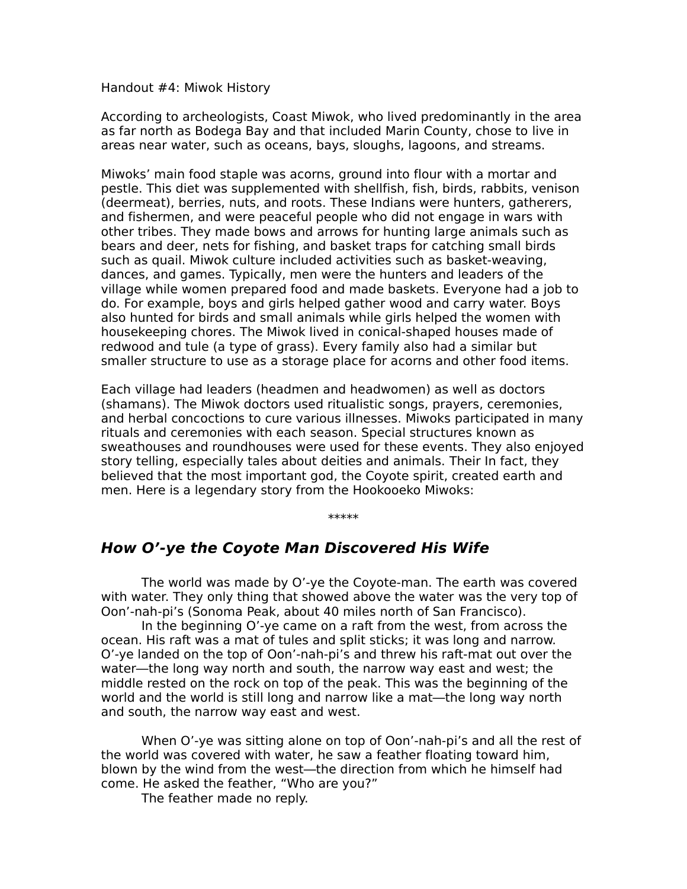Handout #4: Miwok History

According to archeologists, Coast Miwok, who lived predominantly in the area as far north as Bodega Bay and that included Marin County, chose to live in areas near water, such as oceans, bays, sloughs, lagoons, and streams.

Miwoks' main food staple was acorns, ground into flour with a mortar and pestle. This diet was supplemented with shellfish, fish, birds, rabbits, venison (deermeat), berries, nuts, and roots. These Indians were hunters, gatherers, and fishermen, and were peaceful people who did not engage in wars with other tribes. They made bows and arrows for hunting large animals such as bears and deer, nets for fishing, and basket traps for catching small birds such as quail. Miwok culture included activities such as basket-weaving, dances, and games. Typically, men were the hunters and leaders of the village while women prepared food and made baskets. Everyone had a job to do. For example, boys and girls helped gather wood and carry water. Boys also hunted for birds and small animals while girls helped the women with housekeeping chores. The Miwok lived in conical-shaped houses made of redwood and tule (a type of grass). Every family also had a similar but smaller structure to use as a storage place for acorns and other food items.

Each village had leaders (headmen and headwomen) as well as doctors (shamans). The Miwok doctors used ritualistic songs, prayers, ceremonies, and herbal concoctions to cure various illnesses. Miwoks participated in many rituals and ceremonies with each season. Special structures known as sweathouses and roundhouses were used for these events. They also enjoyed story telling, especially tales about deities and animals. Their In fact, they believed that the most important god, the Coyote spirit, created earth and men. Here is a legendary story from the Hookooeko Miwoks:

*****

## *How O'-ye the Coyote Man Discovered His Wife*

The world was made by O'-ye the Coyote-man. The earth was covered with water. They only thing that showed above the water was the very top of Oon'-nah-pi's (Sonoma Peak, about 40 miles north of San Francisco).

In the beginning O'-ye came on a raft from the west, from across the ocean. His raft was a mat of tules and split sticks; it was long and narrow. O'-ye landed on the top of Oon'-nah-pi's and threw his raft-mat out over the water—the long way north and south, the narrow way east and west; the middle rested on the rock on top of the peak. This was the beginning of the world and the world is still long and narrow like a mat—the long way north and south, the narrow way east and west.

When O'-ye was sitting alone on top of Oon'-nah-pi's and all the rest of the world was covered with water, he saw a feather floating toward him, blown by the wind from the west—the direction from which he himself had come. He asked the feather, "Who are you?"

The feather made no reply.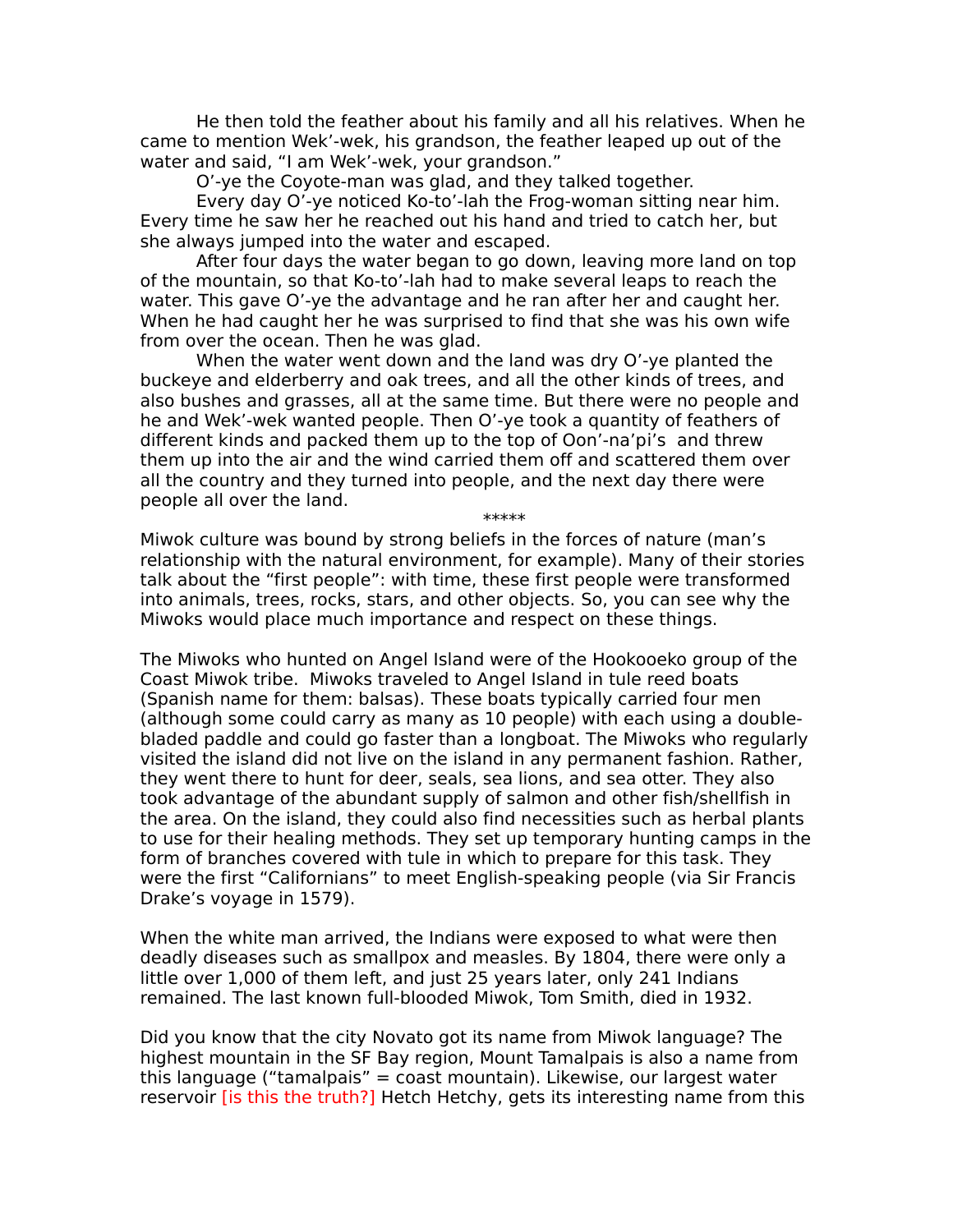He then told the feather about his family and all his relatives. When he came to mention Wek'-wek, his grandson, the feather leaped up out of the water and said, "I am Wek'-wek, your grandson."

O'-ye the Coyote-man was glad, and they talked together.

Every day O'-ye noticed Ko-to'-lah the Frog-woman sitting near him. Every time he saw her he reached out his hand and tried to catch her, but she always jumped into the water and escaped.

After four days the water began to go down, leaving more land on top of the mountain, so that Ko-to'-lah had to make several leaps to reach the water. This gave O'-ye the advantage and he ran after her and caught her. When he had caught her he was surprised to find that she was his own wife from over the ocean. Then he was glad.

When the water went down and the land was dry O'-ye planted the buckeye and elderberry and oak trees, and all the other kinds of trees, and also bushes and grasses, all at the same time. But there were no people and he and Wek'-wek wanted people. Then O'-ye took a quantity of feathers of different kinds and packed them up to the top of Oon'-na'pi's and threw them up into the air and the wind carried them off and scattered them over all the country and they turned into people, and the next day there were people all over the land.

*****

Miwok culture was bound by strong beliefs in the forces of nature (man's relationship with the natural environment, for example). Many of their stories talk about the "first people": with time, these first people were transformed into animals, trees, rocks, stars, and other objects. So, you can see why the Miwoks would place much importance and respect on these things.

The Miwoks who hunted on Angel Island were of the Hookooeko group of the Coast Miwok tribe. Miwoks traveled to Angel Island in tule reed boats (Spanish name for them: balsas). These boats typically carried four men (although some could carry as many as 10 people) with each using a double-bladed paddle and could go faster than a longboat. The Miwoks who regularly visited the island did not live on the island in any permanent fashion. Rather, they went there to hunt for deer, seals, sea lions, and sea otter. They also took advantage of the abundant supply of salmon and other fish/shellfish in the area. On the island, they could also find necessities such as herbal plants to use for their healing methods. They set up temporary hunting camps in the form of branches covered with tule in which to prepare for this task. They were the first "Californians" to meet English-speaking people (via Sir Francis Drake's voyage in 1579).

When the white man arrived, the Indians were exposed to what were then deadly diseases such as smallpox and measles. By 1804, there were only a little over 1,000 of them left, and just 25 years later, only 241 Indians remained. The last known full-blooded Miwok, Tom Smith, died in 1932.

Did you know that the city Novato got its name from Miwok language? The highest mountain in the SF Bay region, Mount Tamalpais is also a name from this language ("tamalpais" = coast mountain). Likewise, our largest water reservoir [is this the truth?] Hetch Hetchy, gets its interesting name from this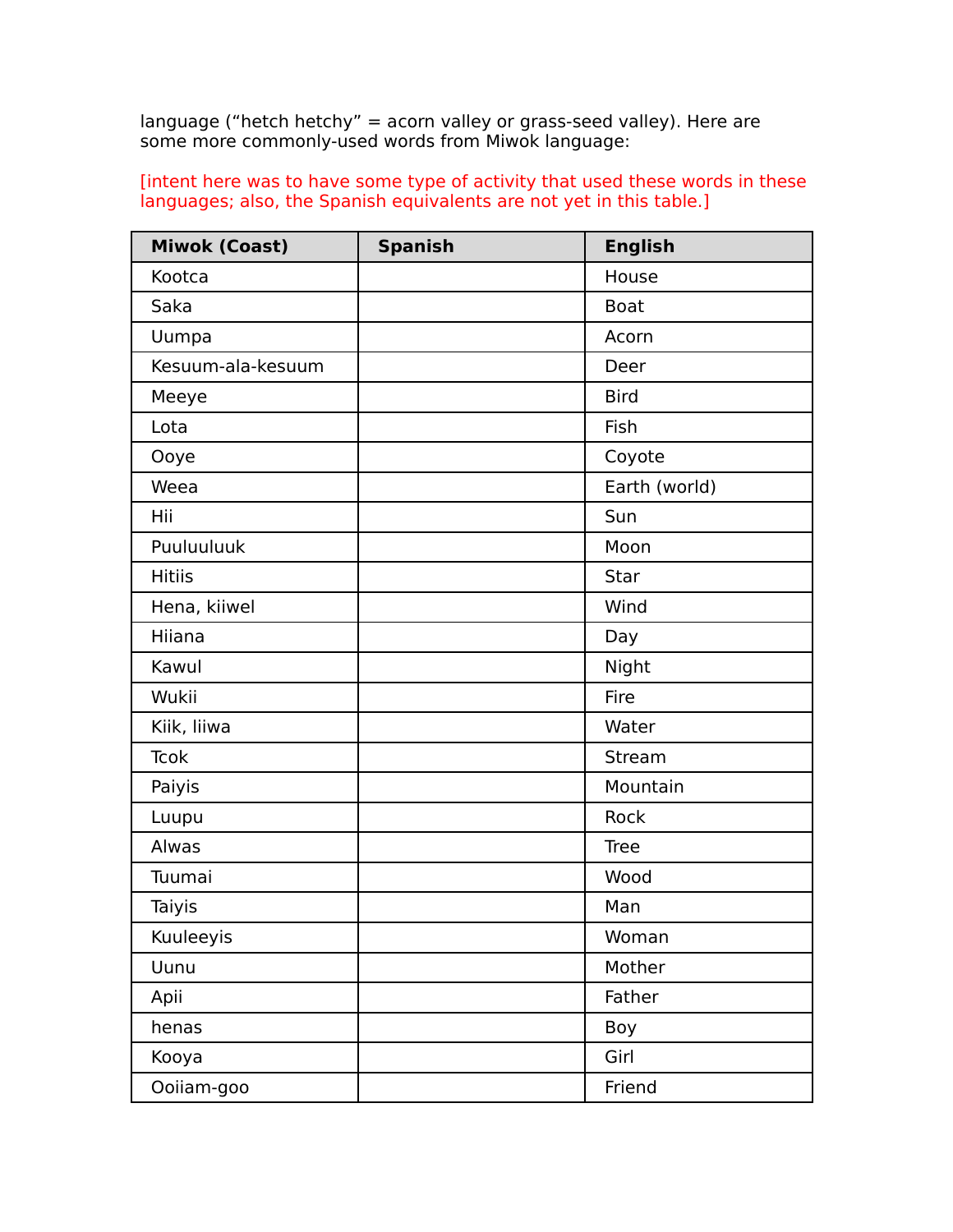language (“hetch hetchy” = acorn valley or grass-seed valley). Here are some more commonly-used words from Miwok language:

[intent here was to have some type of activity that used these words in these languages; also, the Spanish equivalents are not yet in this table.]

| Miwok (Coast) | Spanish | English |
|---|---|---|
| Kootca | | House |
| Saka | | Boat |
| Uumpa | | Acorn |
| Kesuum-ala-kesuum | | Deer |
| Meeye | | Bird |
| Lota | | Fish |
| Ooye | | Coyote |
| Weea | | Earth (world) |
| Hii | | Sun |
| Puuluuluuk | | Moon |
| Hitiis | | Star |
| Hena, kiiwel | | Wind |
| Hiiana | | Day |
| Kawul | | Night |
| Wukii | | Fire |
| Kiik, liiwa | | Water |
| Tcok | | Stream |
| Paiyis | | Mountain |
| Luupu | | Rock |
| Alwas | | Tree |
| Tuumai | | Wood |
| Taiyis | | Man |
| Kuuleeyis | | Woman |
| Uunu | | Mother |
| Apii | | Father |
| henas | | Boy |
| Kooya | | Girl |
| Ooiiam-goo | | Friend |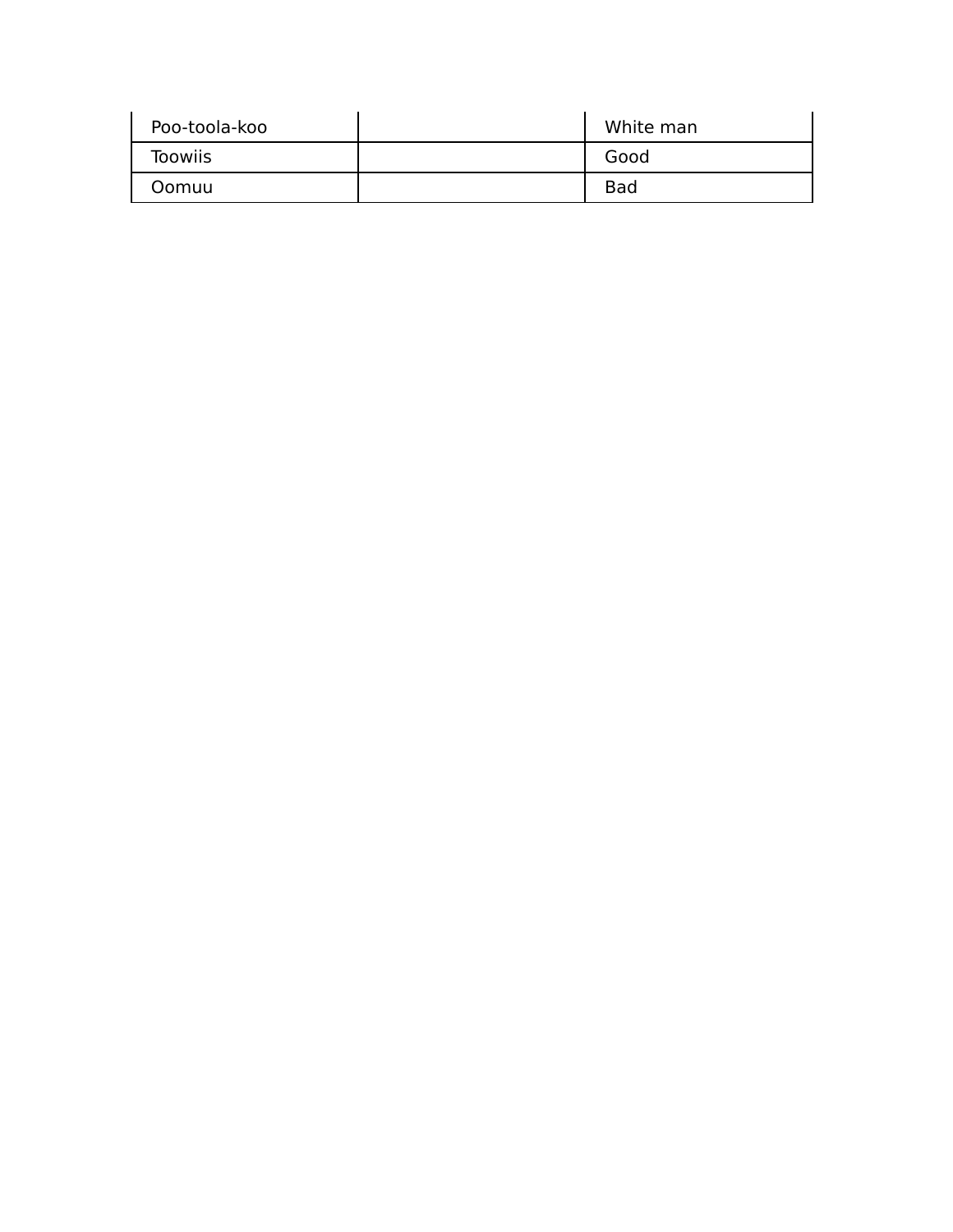| | | |
|---|---|---|
| Poo-toola-koo | | White man |
| Toowiis | | Good |
| Oomuu | | Bad |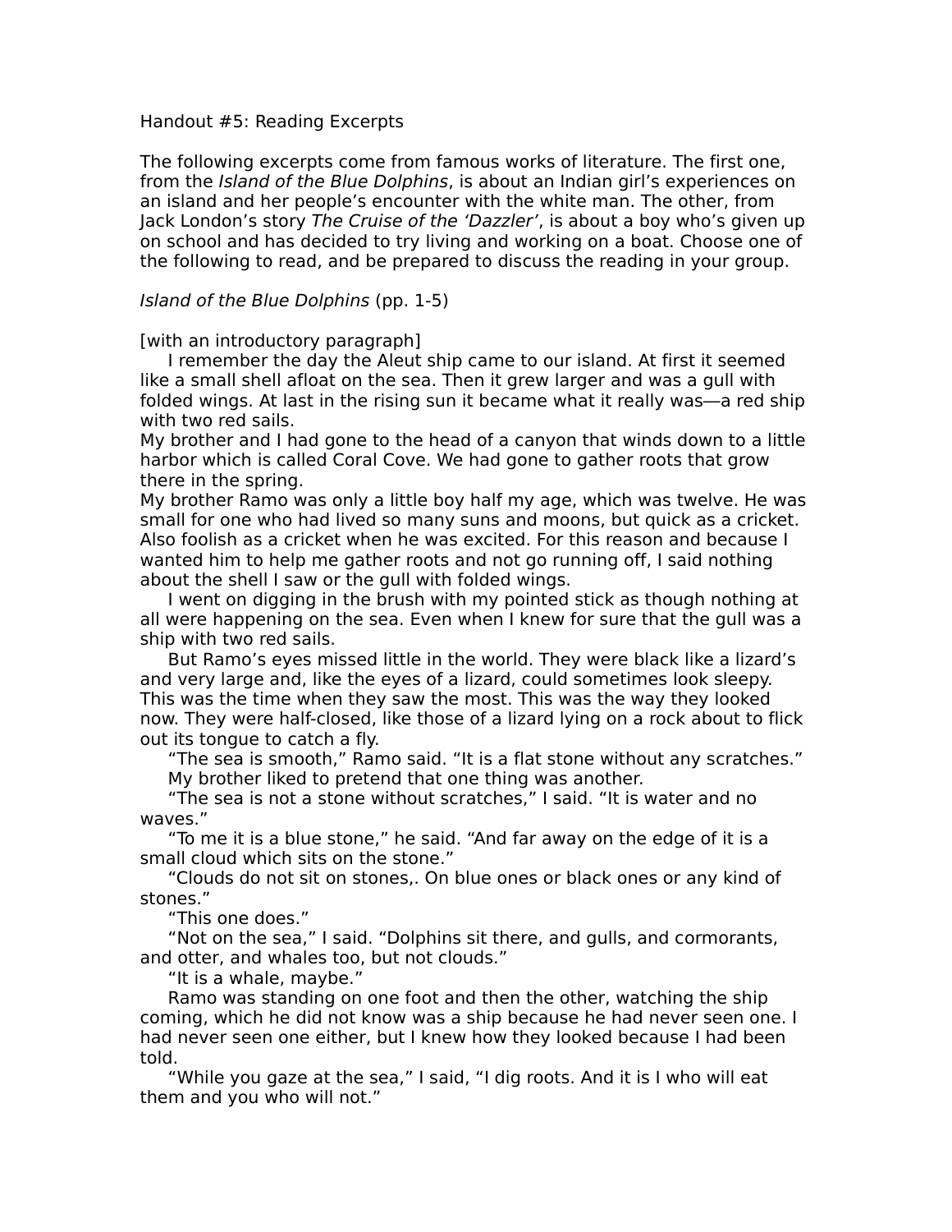Handout #5: Reading Excerpts

The following excerpts come from famous works of literature. The first one, from the *Island of the Blue Dolphins*, is about an Indian girl's experiences on an island and her people's encounter with the white man. The other, from Jack London's story *The Cruise of the 'Dazzler'*, is about a boy who's given up on school and has decided to try living and working on a boat. Choose one of the following to read, and be prepared to discuss the reading in your group.

*Island of the Blue Dolphins* (pp. 1-5)

[with an introductory paragraph]

I remember the day the Aleut ship came to our island. At first it seemed like a small shell afloat on the sea. Then it grew larger and was a gull with folded wings. At last in the rising sun it became what it really was—a red ship with two red sails.

My brother and I had gone to the head of a canyon that winds down to a little harbor which is called Coral Cove. We had gone to gather roots that grow there in the spring.

My brother Ramo was only a little boy half my age, which was twelve. He was small for one who had lived so many suns and moons, but quick as a cricket. Also foolish as a cricket when he was excited. For this reason and because I wanted him to help me gather roots and not go running off, I said nothing about the shell I saw or the gull with folded wings.

I went on digging in the brush with my pointed stick as though nothing at all were happening on the sea. Even when I knew for sure that the gull was a ship with two red sails.

But Ramo's eyes missed little in the world. They were black like a lizard's and very large and, like the eyes of a lizard, could sometimes look sleepy. This was the time when they saw the most. This was the way they looked now. They were half-closed, like those of a lizard lying on a rock about to flick out its tongue to catch a fly.

"The sea is smooth," Ramo said. "It is a flat stone without any scratches."

My brother liked to pretend that one thing was another.

"The sea is not a stone without scratches," I said. "It is water and no waves."

"To me it is a blue stone," he said. "And far away on the edge of it is a small cloud which sits on the stone."

"Clouds do not sit on stones,. On blue ones or black ones or any kind of stones."

"This one does."

"Not on the sea," I said. "Dolphins sit there, and gulls, and cormorants, and otter, and whales too, but not clouds."

"It is a whale, maybe."

Ramo was standing on one foot and then the other, watching the ship coming, which he did not know was a ship because he had never seen one. I had never seen one either, but I knew how they looked because I had been told.

"While you gaze at the sea," I said, "I dig roots. And it is I who will eat them and you who will not."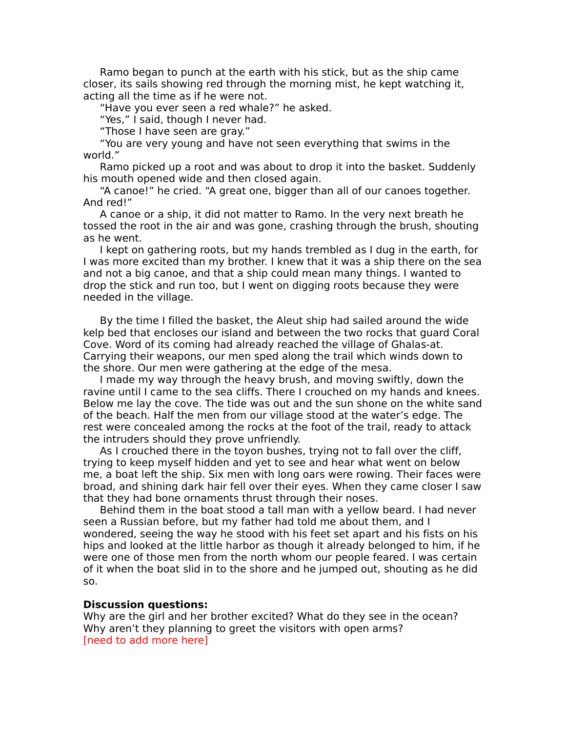Ramo began to punch at the earth with his stick, but as the ship came closer, its sails showing red through the morning mist, he kept watching it, acting all the time as if he were not.

"Have you ever seen a red whale?" he asked.

"Yes," I said, though I never had.

"Those I have seen are gray."

"You are very young and have not seen everything that swims in the world."

Ramo picked up a root and was about to drop it into the basket. Suddenly his mouth opened wide and then closed again.

"A canoe!" he cried. "A great one, bigger than all of our canoes together. And red!"

A canoe or a ship, it did not matter to Ramo. In the very next breath he tossed the root in the air and was gone, crashing through the brush, shouting as he went.

I kept on gathering roots, but my hands trembled as I dug in the earth, for I was more excited than my brother. I knew that it was a ship there on the sea and not a big canoe, and that a ship could mean many things. I wanted to drop the stick and run too, but I went on digging roots because they were needed in the village.

By the time I filled the basket, the Aleut ship had sailed around the wide kelp bed that encloses our island and between the two rocks that guard Coral Cove. Word of its coming had already reached the village of Ghalas-at. Carrying their weapons, our men sped along the trail which winds down to the shore. Our men were gathering at the edge of the mesa.

I made my way through the heavy brush, and moving swiftly, down the ravine until I came to the sea cliffs. There I crouched on my hands and knees. Below me lay the cove. The tide was out and the sun shone on the white sand of the beach. Half the men from our village stood at the water's edge. The rest were concealed among the rocks at the foot of the trail, ready to attack the intruders should they prove unfriendly.

As I crouched there in the toyon bushes, trying not to fall over the cliff, trying to keep myself hidden and yet to see and hear what went on below me, a boat left the ship. Six men with long oars were rowing. Their faces were broad, and shining dark hair fell over their eyes. When they came closer I saw that they had bone ornaments thrust through their noses.

Behind them in the boat stood a tall man with a yellow beard. I had never seen a Russian before, but my father had told me about them, and I wondered, seeing the way he stood with his feet set apart and his fists on his hips and looked at the little harbor as though it already belonged to him, if he were one of those men from the north whom our people feared. I was certain of it when the boat slid in to the shore and he jumped out, shouting as he did so.

**Discussion questions:**

Why are the girl and her brother excited? What do they see in the ocean?

Why aren't they planning to greet the visitors with open arms?

[need to add more here]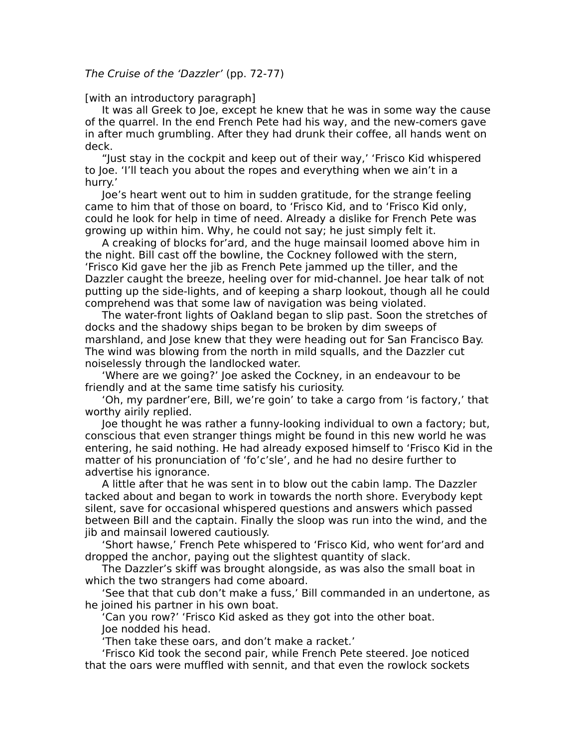*The Cruise of the 'Dazzler'* (pp. 72-77)

[with an introductory paragraph]

It was all Greek to Joe, except he knew that he was in some way the cause of the quarrel. In the end French Pete had his way, and the new-comers gave in after much grumbling. After they had drunk their coffee, all hands went on deck.

"Just stay in the cockpit and keep out of their way,' 'Frisco Kid whispered to Joe. 'I'll teach you about the ropes and everything when we ain't in a hurry.'

Joe's heart went out to him in sudden gratitude, for the strange feeling came to him that of those on board, to 'Frisco Kid, and to 'Frisco Kid only, could he look for help in time of need. Already a dislike for French Pete was growing up within him. Why, he could not say; he just simply felt it.

A creaking of blocks for'ard, and the huge mainsail loomed above him in the night. Bill cast off the bowline, the Cockney followed with the stern, 'Frisco Kid gave her the jib as French Pete jammed up the tiller, and the Dazzler caught the breeze, heeling over for mid-channel. Joe hear talk of not putting up the side-lights, and of keeping a sharp lookout, though all he could comprehend was that some law of navigation was being violated.

The water-front lights of Oakland began to slip past. Soon the stretches of docks and the shadowy ships began to be broken by dim sweeps of marshland, and Jose knew that they were heading out for San Francisco Bay. The wind was blowing from the north in mild squalls, and the Dazzler cut noiselessly through the landlocked water.

'Where are we going?' Joe asked the Cockney, in an endeavour to be friendly and at the same time satisfy his curiosity.

'Oh, my pardner'ere, Bill, we're goin' to take a cargo from 'is factory,' that worthy airily replied.

Joe thought he was rather a funny-looking individual to own a factory; but, conscious that even stranger things might be found in this new world he was entering, he said nothing. He had already exposed himself to 'Frisco Kid in the matter of his pronunciation of 'fo'c'sle', and he had no desire further to advertise his ignorance.

A little after that he was sent in to blow out the cabin lamp. The Dazzler tacked about and began to work in towards the north shore. Everybody kept silent, save for occasional whispered questions and answers which passed between Bill and the captain. Finally the sloop was run into the wind, and the jib and mainsail lowered cautiously.

'Short hawse,' French Pete whispered to 'Frisco Kid, who went for'ard and dropped the anchor, paying out the slightest quantity of slack.

The Dazzler's skiff was brought alongside, as was also the small boat in which the two strangers had come aboard.

'See that that cub don't make a fuss,' Bill commanded in an undertone, as he joined his partner in his own boat.

'Can you row?' 'Frisco Kid asked as they got into the other boat.

Joe nodded his head.

'Then take these oars, and don't make a racket.'

'Frisco Kid took the second pair, while French Pete steered. Joe noticed that the oars were muffled with sennit, and that even the rowlock sockets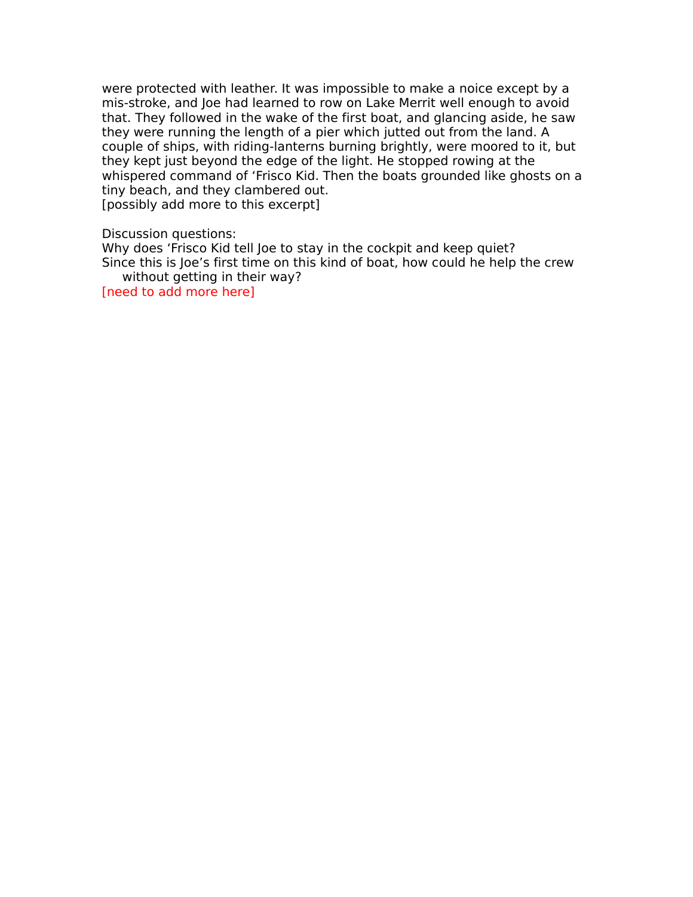were protected with leather. It was impossible to make a noice except by a mis-stroke, and Joe had learned to row on Lake Merrit well enough to avoid that. They followed in the wake of the first boat, and glancing aside, he saw they were running the length of a pier which jutted out from the land. A couple of ships, with riding-lanterns burning brightly, were moored to it, but they kept just beyond the edge of the light. He stopped rowing at the whispered command of 'Frisco Kid. Then the boats grounded like ghosts on a tiny beach, and they clambered out.
[possibly add more to this excerpt]

Discussion questions:
Why does 'Frisco Kid tell Joe to stay in the cockpit and keep quiet?
Since this is Joe's first time on this kind of boat, how could he help the crew without getting in their way?
[need to add more here]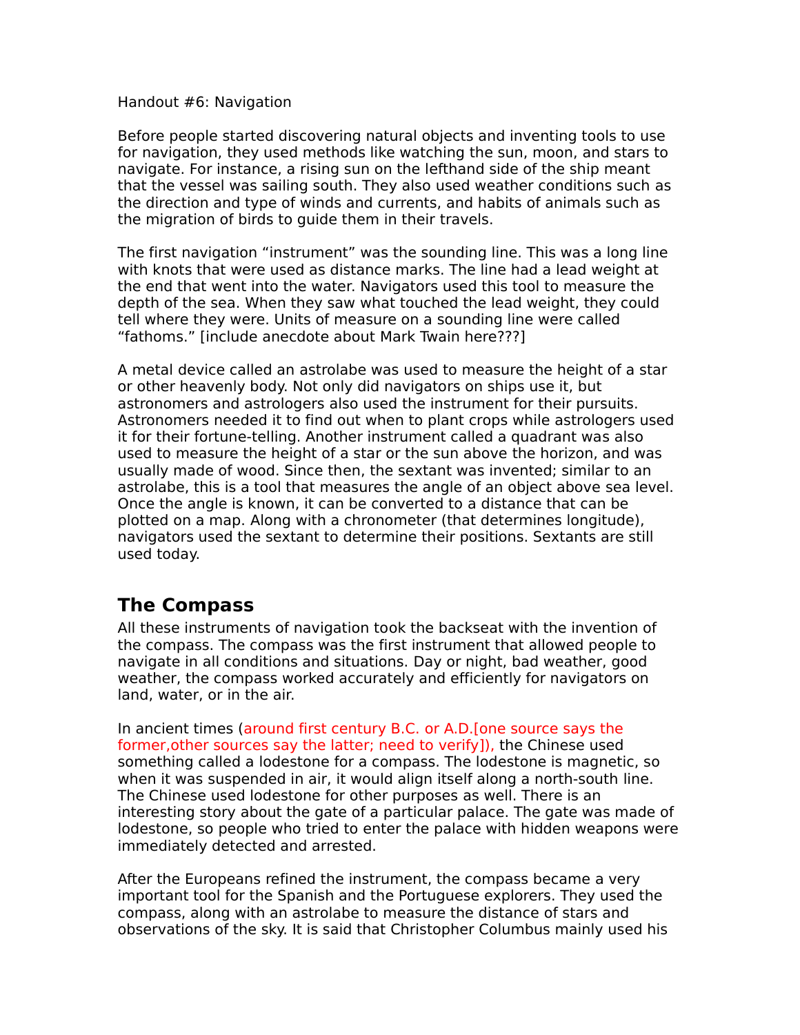Handout #6: Navigation

Before people started discovering natural objects and inventing tools to use for navigation, they used methods like watching the sun, moon, and stars to navigate. For instance, a rising sun on the lefthand side of the ship meant that the vessel was sailing south. They also used weather conditions such as the direction and type of winds and currents, and habits of animals such as the migration of birds to guide them in their travels.

The first navigation "instrument" was the sounding line. This was a long line with knots that were used as distance marks. The line had a lead weight at the end that went into the water. Navigators used this tool to measure the depth of the sea. When they saw what touched the lead weight, they could tell where they were. Units of measure on a sounding line were called "fathoms." [include anecdote about Mark Twain here???]

A metal device called an astrolabe was used to measure the height of a star or other heavenly body. Not only did navigators on ships use it, but astronomers and astrologers also used the instrument for their pursuits. Astronomers needed it to find out when to plant crops while astrologers used it for their fortune-telling. Another instrument called a quadrant was also used to measure the height of a star or the sun above the horizon, and was usually made of wood. Since then, the sextant was invented; similar to an astrolabe, this is a tool that measures the angle of an object above sea level. Once the angle is known, it can be converted to a distance that can be plotted on a map. Along with a chronometer (that determines longitude), navigators used the sextant to determine their positions. Sextants are still used today.

## The Compass

All these instruments of navigation took the backseat with the invention of the compass. The compass was the first instrument that allowed people to navigate in all conditions and situations. Day or night, bad weather, good weather, the compass worked accurately and efficiently for navigators on land, water, or in the air.

In ancient times (around first century B.C. or A.D.[one source says the former,other sources say the latter; need to verify]), the Chinese used something called a lodestone for a compass. The lodestone is magnetic, so when it was suspended in air, it would align itself along a north-south line. The Chinese used lodestone for other purposes as well. There is an interesting story about the gate of a particular palace. The gate was made of lodestone, so people who tried to enter the palace with hidden weapons were immediately detected and arrested.

After the Europeans refined the instrument, the compass became a very important tool for the Spanish and the Portuguese explorers. They used the compass, along with an astrolabe to measure the distance of stars and observations of the sky. It is said that Christopher Columbus mainly used his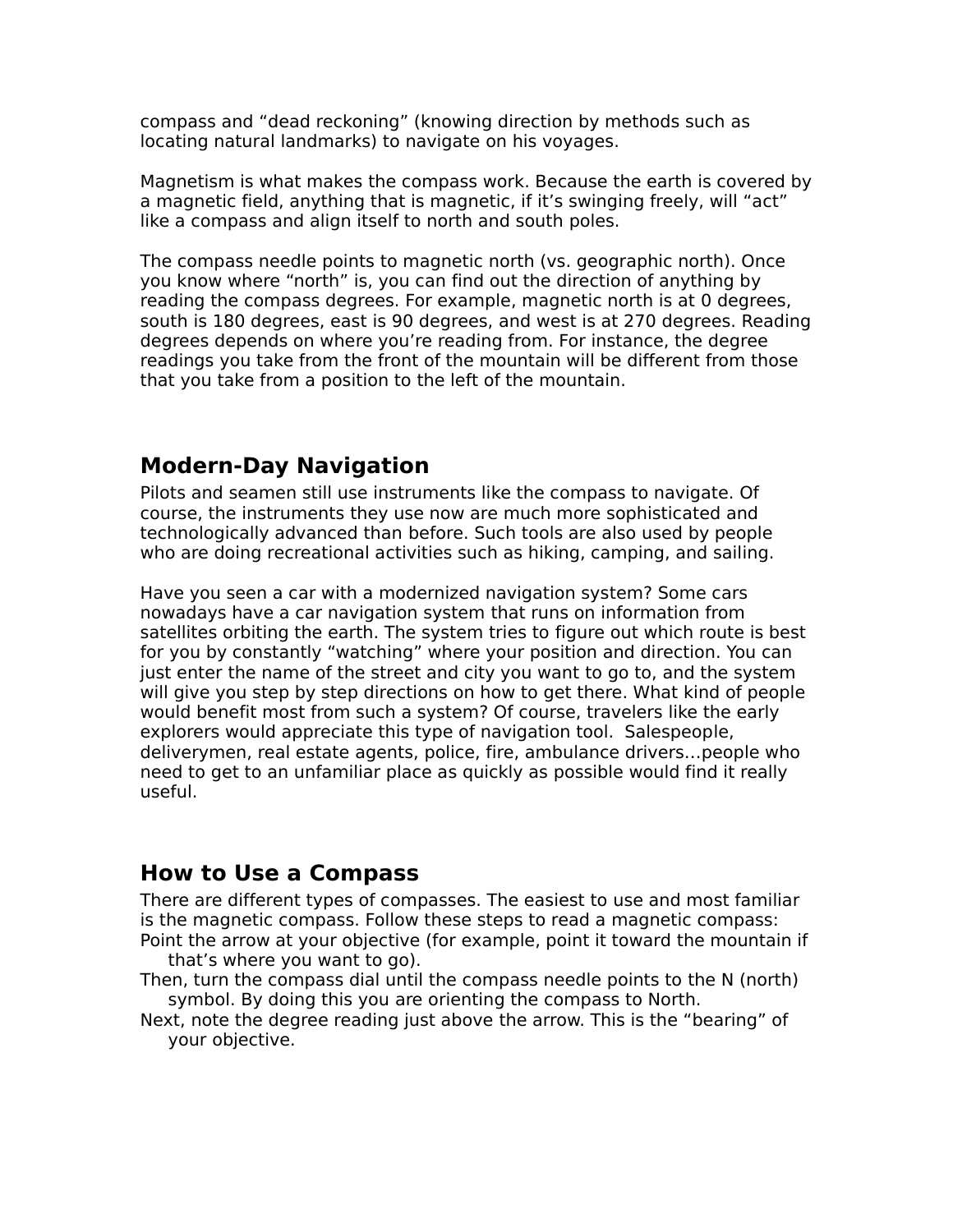compass and "dead reckoning" (knowing direction by methods such as locating natural landmarks) to navigate on his voyages.

Magnetism is what makes the compass work. Because the earth is covered by a magnetic field, anything that is magnetic, if it's swinging freely, will "act" like a compass and align itself to north and south poles.

The compass needle points to magnetic north (vs. geographic north). Once you know where "north" is, you can find out the direction of anything by reading the compass degrees. For example, magnetic north is at 0 degrees, south is 180 degrees, east is 90 degrees, and west is at 270 degrees. Reading degrees depends on where you're reading from. For instance, the degree readings you take from the front of the mountain will be different from those that you take from a position to the left of the mountain.

## Modern-Day Navigation

Pilots and seamen still use instruments like the compass to navigate. Of course, the instruments they use now are much more sophisticated and technologically advanced than before. Such tools are also used by people who are doing recreational activities such as hiking, camping, and sailing.

Have you seen a car with a modernized navigation system? Some cars nowadays have a car navigation system that runs on information from satellites orbiting the earth. The system tries to figure out which route is best for you by constantly "watching" where your position and direction. You can just enter the name of the street and city you want to go to, and the system will give you step by step directions on how to get there. What kind of people would benefit most from such a system? Of course, travelers like the early explorers would appreciate this type of navigation tool.  Salespeople, deliverymen, real estate agents, police, fire, ambulance drivers…people who need to get to an unfamiliar place as quickly as possible would find it really useful.

## How to Use a Compass

There are different types of compasses. The easiest to use and most familiar is the magnetic compass. Follow these steps to read a magnetic compass:

Point the arrow at your objective (for example, point it toward the mountain if that's where you want to go).

Then, turn the compass dial until the compass needle points to the N (north) symbol. By doing this you are orienting the compass to North.

Next, note the degree reading just above the arrow. This is the "bearing" of your objective.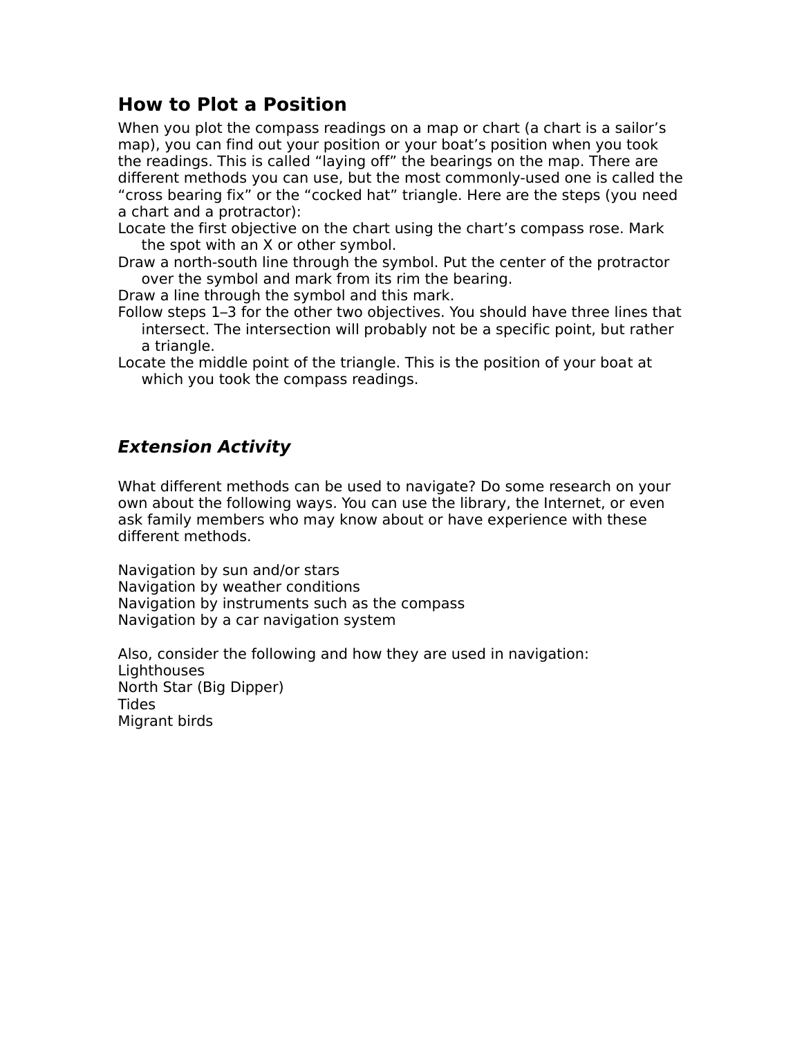## How to Plot a Position

When you plot the compass readings on a map or chart (a chart is a sailor's map), you can find out your position or your boat's position when you took the readings. This is called "laying off" the bearings on the map. There are different methods you can use, but the most commonly-used one is called the "cross bearing fix" or the "cocked hat" triangle. Here are the steps (you need a chart and a protractor):

Locate the first objective on the chart using the chart's compass rose. Mark the spot with an X or other symbol.

Draw a north-south line through the symbol. Put the center of the protractor over the symbol and mark from its rim the bearing.

Draw a line through the symbol and this mark.

Follow steps 1–3 for the other two objectives. You should have three lines that intersect. The intersection will probably not be a specific point, but rather a triangle.

Locate the middle point of the triangle. This is the position of your boat at which you took the compass readings.

### *Extension Activity*

What different methods can be used to navigate? Do some research on your own about the following ways. You can use the library, the Internet, or even ask family members who may know about or have experience with these different methods.

Navigation by sun and/or stars
Navigation by weather conditions
Navigation by instruments such as the compass
Navigation by a car navigation system

Also, consider the following and how they are used in navigation:
Lighthouses
North Star (Big Dipper)
Tides
Migrant birds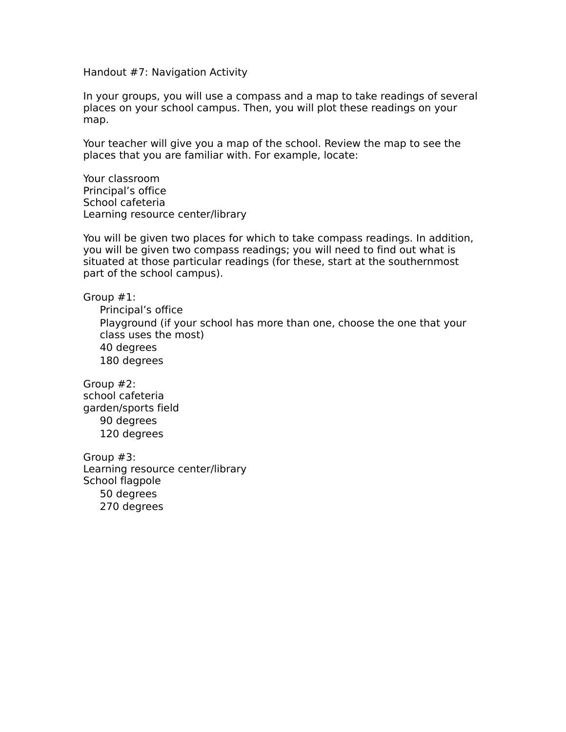# Handout #7: Navigation Activity

In your groups, you will use a compass and a map to take readings of several places on your school campus. Then, you will plot these readings on your map.

Your teacher will give you a map of the school. Review the map to see the places that you are familiar with. For example, locate:

Your classroom
Principal's office
School cafeteria
Learning resource center/library

You will be given two places for which to take compass readings. In addition, you will be given two compass readings; you will need to find out what is situated at those particular readings (for these, start at the southernmost part of the school campus).

Group #1:
- Principal's office
- Playground (if your school has more than one, choose the one that your class uses the most)
- 40 degrees
- 180 degrees

Group #2:
school cafeteria
garden/sports field
- 90 degrees
- 120 degrees

Group #3:
Learning resource center/library
School flagpole
- 50 degrees
- 270 degrees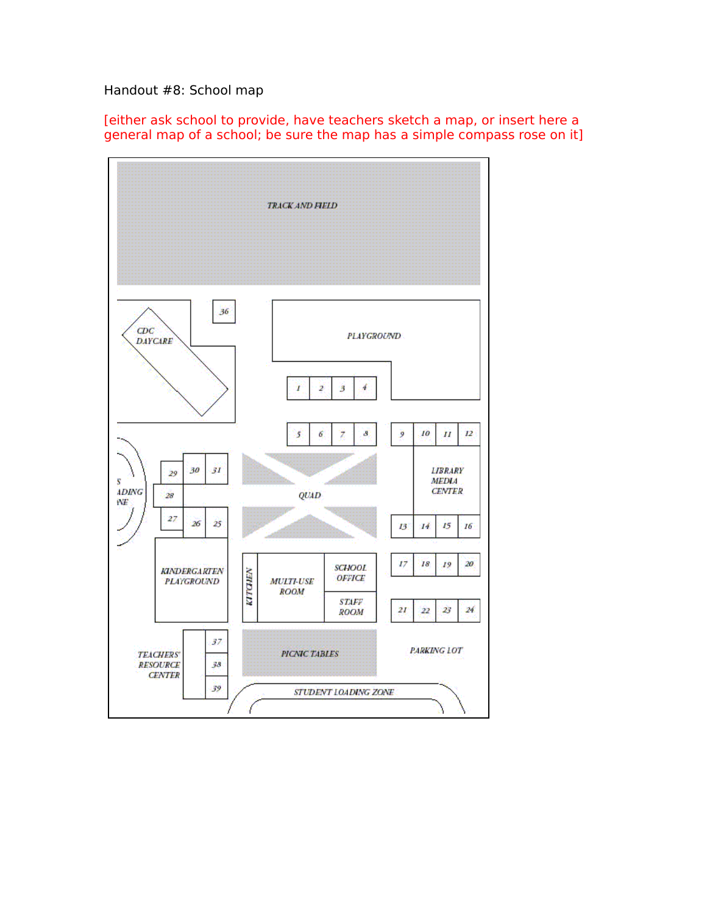Handout #8: School map

[either ask school to provide, have teachers sketch a map, or insert here a general map of a school; be sure the map has a simple compass rose on it]

TRACK AND FIELD

CDC DAYCARE

36

PLAYGROUND

1 2 3 4

5 6 7 8

9 10 11 12

LIBRARY MEDIA CENTER

13 14 15 16

S ADING NE

29 30 31

28

27 26 25

QUAD

KINDERGARTEN PLAYGROUND

KITCHEN

MULTI-USE ROOM

SCHOOL OFFICE

STAFF ROOM

17 18 19 20

21 22 23 24

TEACHERS' RESOURCE CENTER

37

38

39

PICNIC TABLES

PARKING LOT

STUDENT LOADING ZONE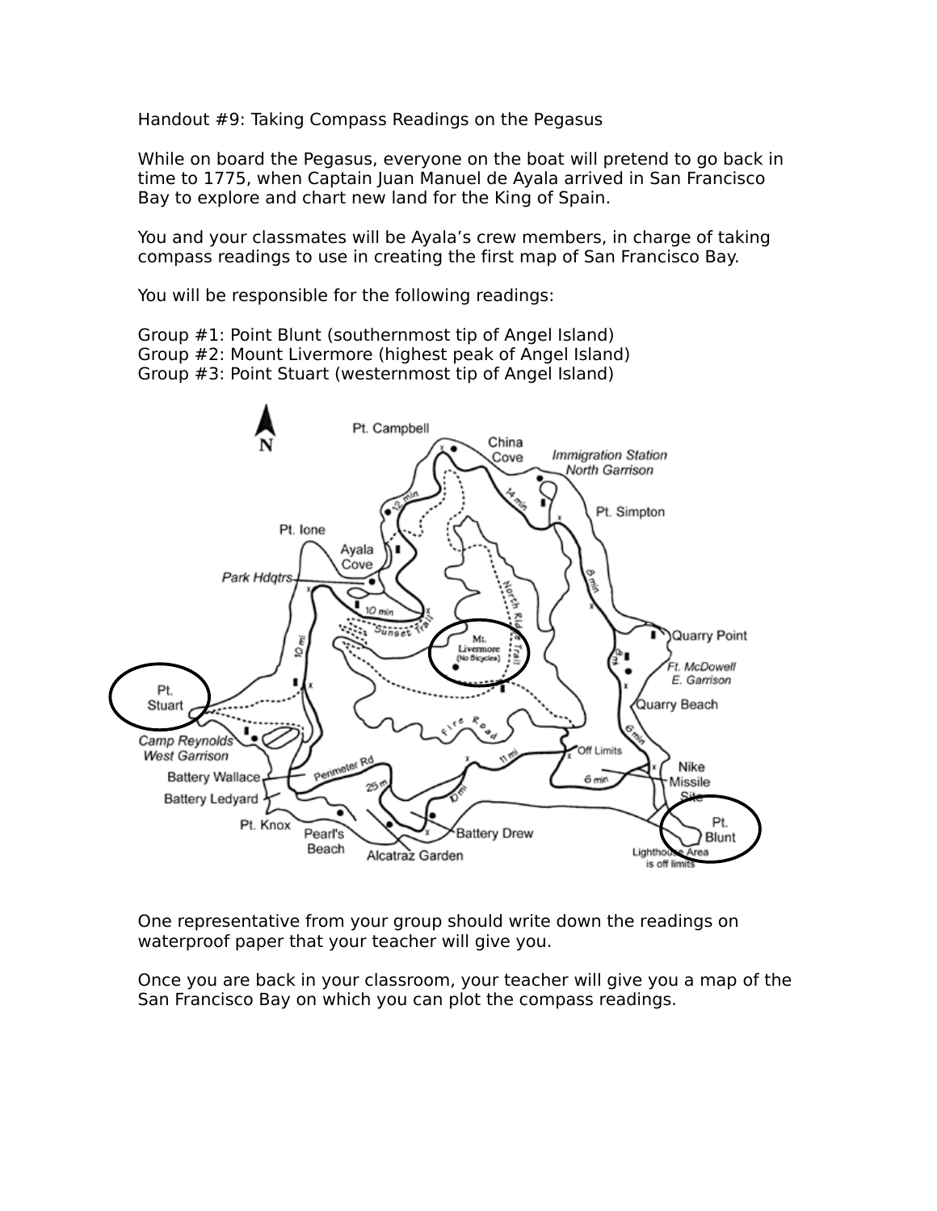# Handout #9: Taking Compass Readings on the Pegasus

While on board the Pegasus, everyone on the boat will pretend to go back in time to 1775, when Captain Juan Manuel de Ayala arrived in San Francisco Bay to explore and chart new land for the King of Spain.

You and your classmates will be Ayala's crew members, in charge of taking compass readings to use in creating the first map of San Francisco Bay.

You will be responsible for the following readings:

Group #1: Point Blunt (southernmost tip of Angel Island)
Group #2: Mount Livermore (highest peak of Angel Island)
Group #3: Point Stuart (westernmost tip of Angel Island)

One representative from your group should write down the readings on waterproof paper that your teacher will give you.

Once you are back in your classroom, your teacher will give you a map of the San Francisco Bay on which you can plot the compass readings.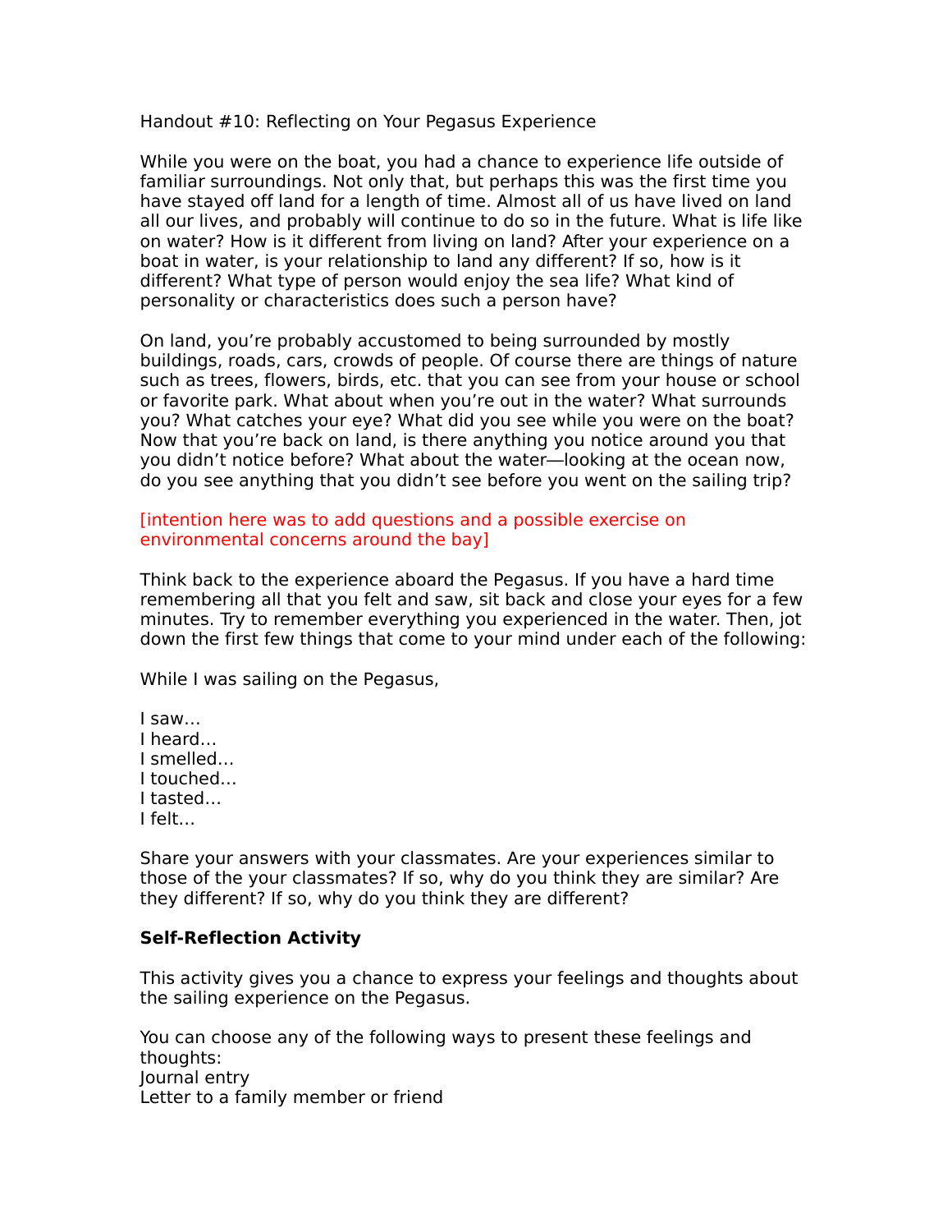Handout #10: Reflecting on Your Pegasus Experience

While you were on the boat, you had a chance to experience life outside of familiar surroundings. Not only that, but perhaps this was the first time you have stayed off land for a length of time. Almost all of us have lived on land all our lives, and probably will continue to do so in the future. What is life like on water? How is it different from living on land? After your experience on a boat in water, is your relationship to land any different? If so, how is it different? What type of person would enjoy the sea life? What kind of personality or characteristics does such a person have?

On land, you're probably accustomed to being surrounded by mostly buildings, roads, cars, crowds of people. Of course there are things of nature such as trees, flowers, birds, etc. that you can see from your house or school or favorite park. What about when you're out in the water? What surrounds you? What catches your eye? What did you see while you were on the boat? Now that you're back on land, is there anything you notice around you that you didn't notice before? What about the water—looking at the ocean now, do you see anything that you didn't see before you went on the sailing trip?

[intention here was to add questions and a possible exercise on environmental concerns around the bay]

Think back to the experience aboard the Pegasus. If you have a hard time remembering all that you felt and saw, sit back and close your eyes for a few minutes. Try to remember everything you experienced in the water. Then, jot down the first few things that come to your mind under each of the following:

While I was sailing on the Pegasus,

I saw…
I heard…
I smelled…
I touched…
I tasted…
I felt…

Share your answers with your classmates. Are your experiences similar to those of the your classmates? If so, why do you think they are similar? Are they different? If so, why do you think they are different?

**Self-Reflection Activity**

This activity gives you a chance to express your feelings and thoughts about the sailing experience on the Pegasus.

You can choose any of the following ways to present these feelings and thoughts:
Journal entry
Letter to a family member or friend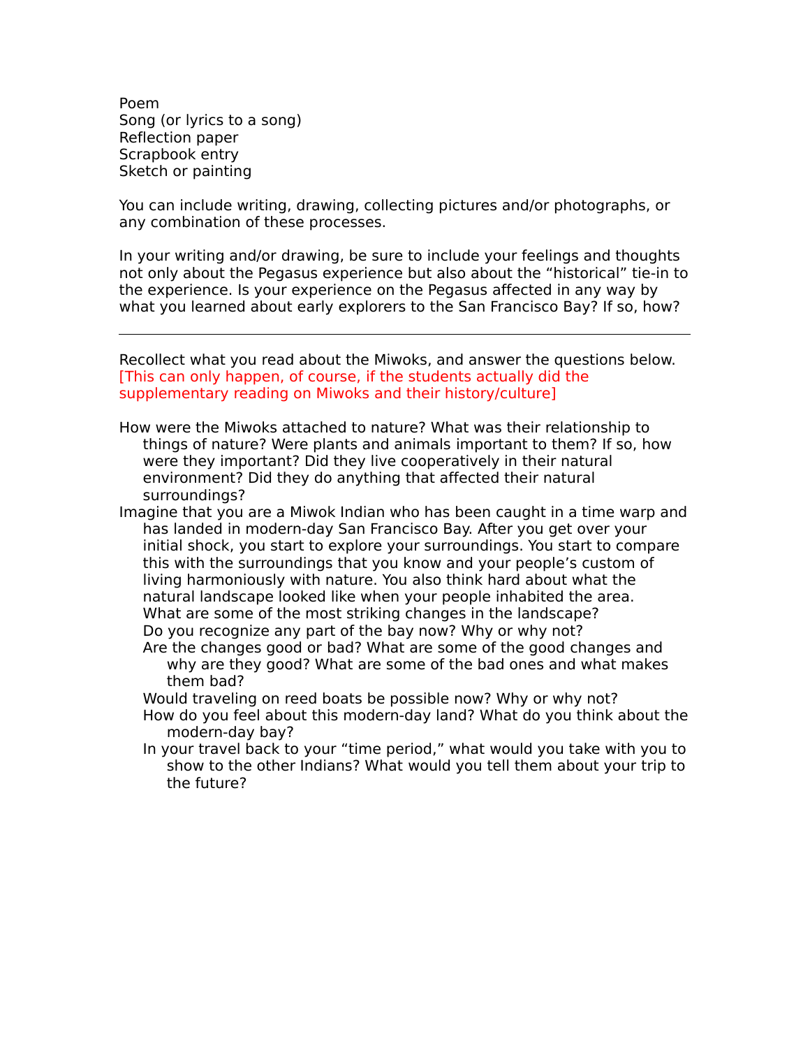Poem
Song (or lyrics to a song)
Reflection paper
Scrapbook entry
Sketch or painting

You can include writing, drawing, collecting pictures and/or photographs, or any combination of these processes.

In your writing and/or drawing, be sure to include your feelings and thoughts not only about the Pegasus experience but also about the "historical" tie-in to the experience. Is your experience on the Pegasus affected in any way by what you learned about early explorers to the San Francisco Bay? If so, how?

---

Recollect what you read about the Miwoks, and answer the questions below. [This can only happen, of course, if the students actually did the supplementary reading on Miwoks and their history/culture]

- How were the Miwoks attached to nature? What was their relationship to things of nature? Were plants and animals important to them? If so, how were they important? Did they live cooperatively in their natural environment? Did they do anything that affected their natural surroundings?
- Imagine that you are a Miwok Indian who has been caught in a time warp and has landed in modern-day San Francisco Bay. After you get over your initial shock, you start to explore your surroundings. You start to compare this with the surroundings that you know and your people's custom of living harmoniously with nature. You also think hard about what the natural landscape looked like when your people inhabited the area.
  - What are some of the most striking changes in the landscape?
  - Do you recognize any part of the bay now? Why or why not?
  - Are the changes good or bad? What are some of the good changes and why are they good? What are some of the bad ones and what makes them bad?
  - Would traveling on reed boats be possible now? Why or why not?
  - How do you feel about this modern-day land? What do you think about the modern-day bay?
  - In your travel back to your "time period," what would you take with you to show to the other Indians? What would you tell them about your trip to the future?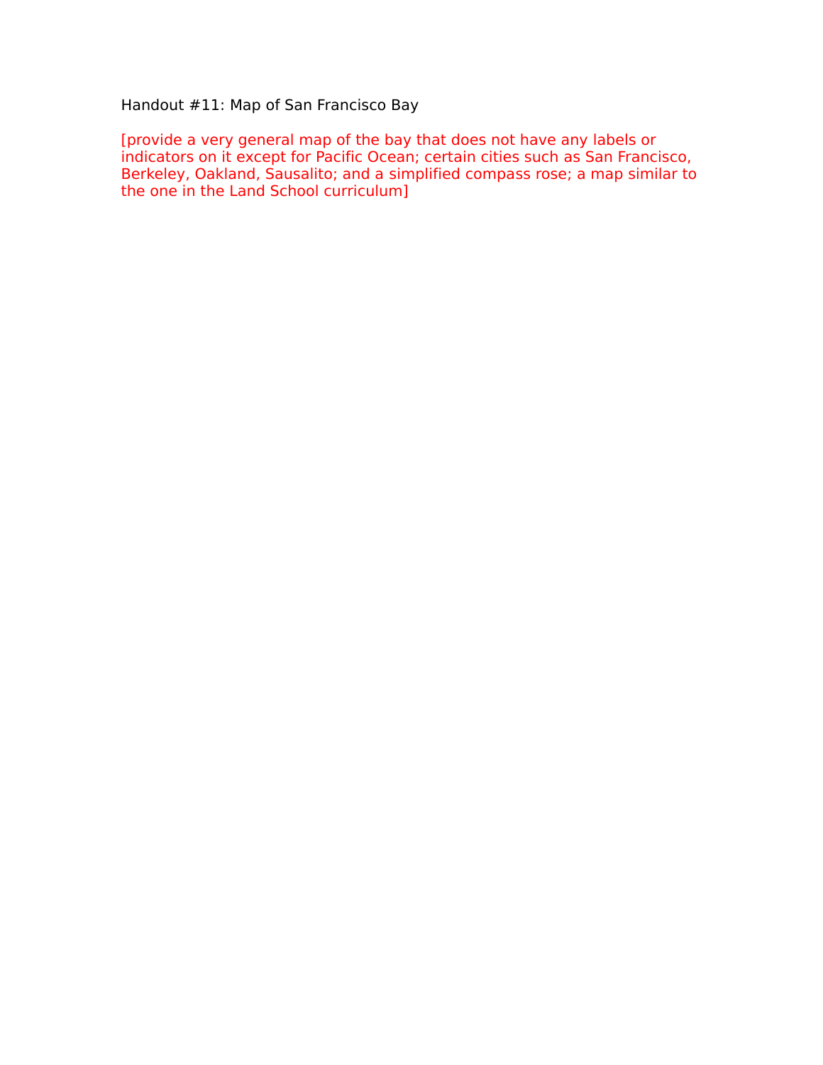Handout #11: Map of San Francisco Bay

[provide a very general map of the bay that does not have any labels or indicators on it except for Pacific Ocean; certain cities such as San Francisco, Berkeley, Oakland, Sausalito; and a simplified compass rose; a map similar to the one in the Land School curriculum]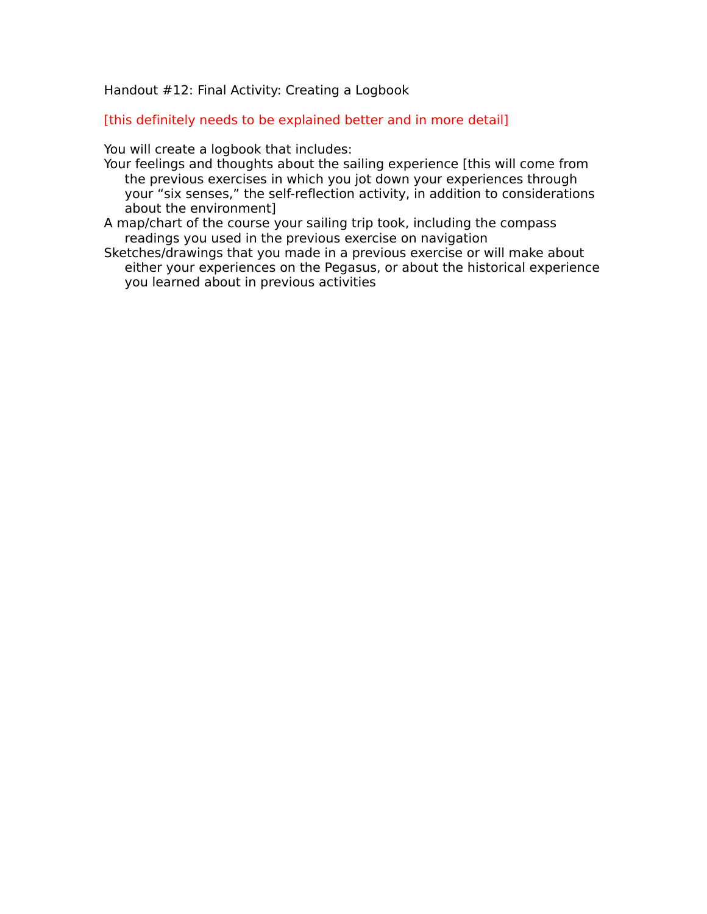Handout #12: Final Activity: Creating a Logbook

[this definitely needs to be explained better and in more detail]

You will create a logbook that includes:

- Your feelings and thoughts about the sailing experience [this will come from the previous exercises in which you jot down your experiences through your "six senses," the self-reflection activity, in addition to considerations about the environment]
- A map/chart of the course your sailing trip took, including the compass readings you used in the previous exercise on navigation
- Sketches/drawings that you made in a previous exercise or will make about either your experiences on the Pegasus, or about the historical experience you learned about in previous activities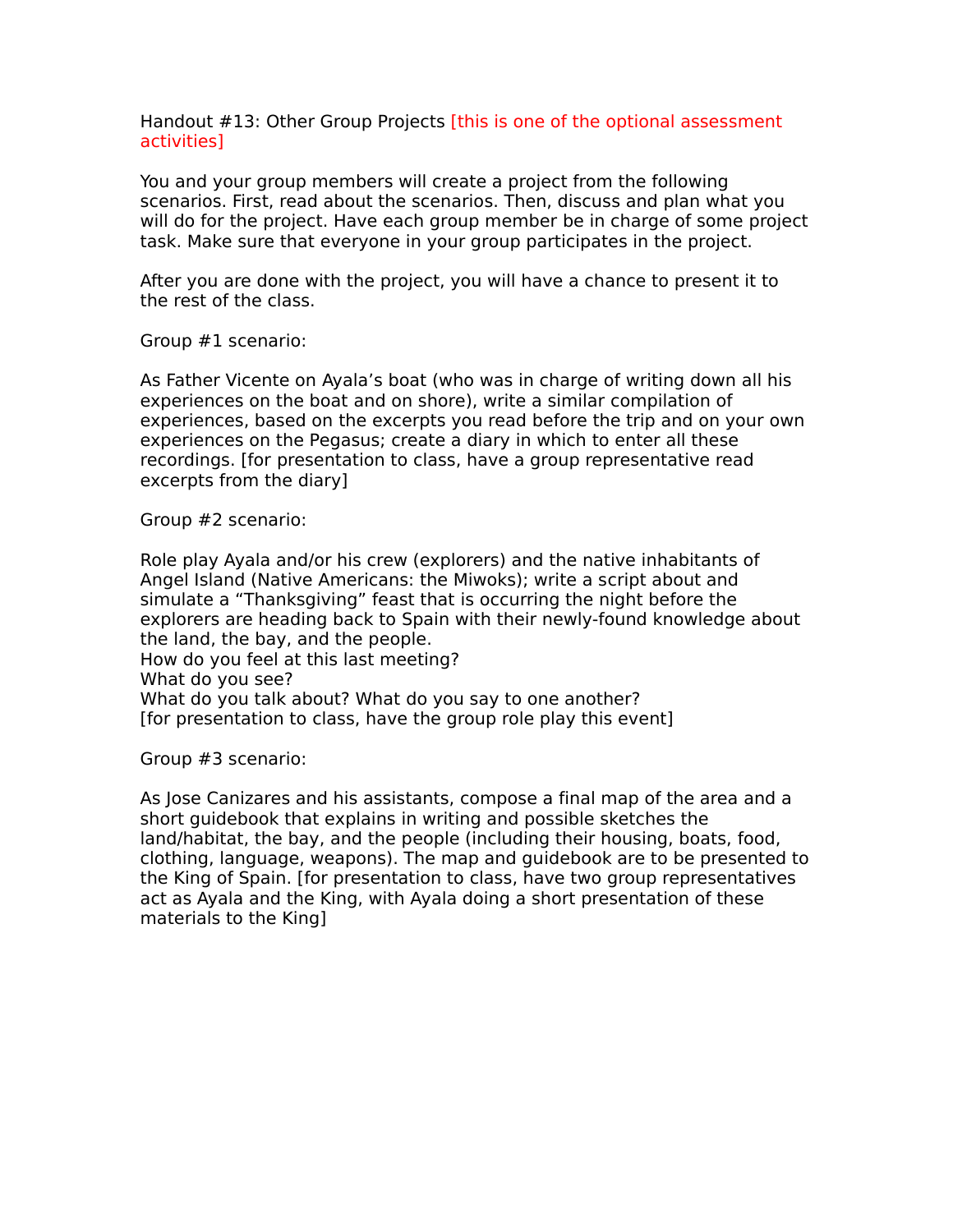Handout #13: Other Group Projects [this is one of the optional assessment activities]

You and your group members will create a project from the following scenarios. First, read about the scenarios. Then, discuss and plan what you will do for the project. Have each group member be in charge of some project task. Make sure that everyone in your group participates in the project.

After you are done with the project, you will have a chance to present it to the rest of the class.

Group #1 scenario:

As Father Vicente on Ayala's boat (who was in charge of writing down all his experiences on the boat and on shore), write a similar compilation of experiences, based on the excerpts you read before the trip and on your own experiences on the Pegasus; create a diary in which to enter all these recordings. [for presentation to class, have a group representative read excerpts from the diary]

Group #2 scenario:

Role play Ayala and/or his crew (explorers) and the native inhabitants of Angel Island (Native Americans: the Miwoks); write a script about and simulate a "Thanksgiving" feast that is occurring the night before the explorers are heading back to Spain with their newly-found knowledge about the land, the bay, and the people.
How do you feel at this last meeting?
What do you see?
What do you talk about? What do you say to one another?
[for presentation to class, have the group role play this event]

Group #3 scenario:

As Jose Canizares and his assistants, compose a final map of the area and a short guidebook that explains in writing and possible sketches the land/habitat, the bay, and the people (including their housing, boats, food, clothing, language, weapons). The map and guidebook are to be presented to the King of Spain. [for presentation to class, have two group representatives act as Ayala and the King, with Ayala doing a short presentation of these materials to the King]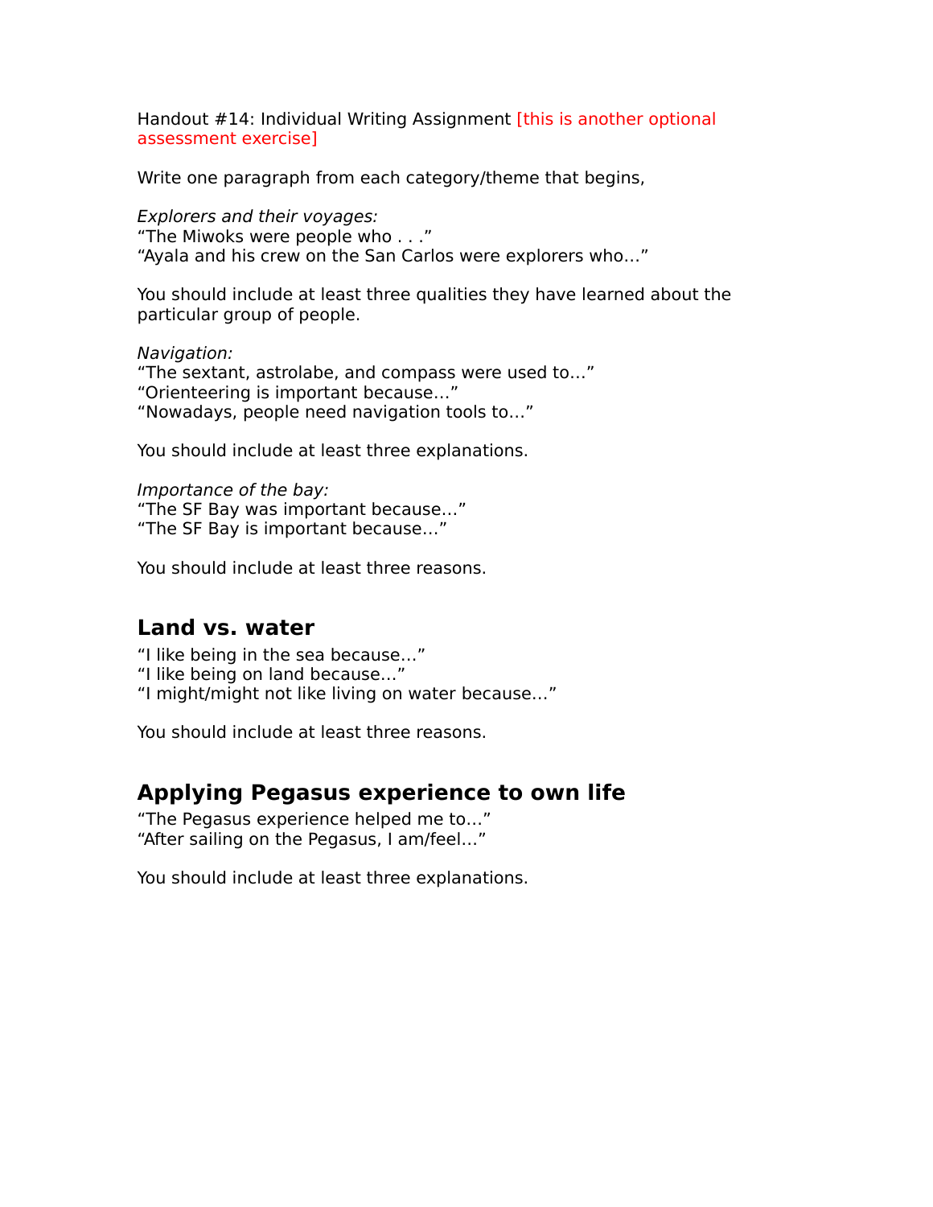Handout #14: Individual Writing Assignment [this is another optional assessment exercise]

Write one paragraph from each category/theme that begins,

*Explorers and their voyages:*
"The Miwoks were people who . . ."
"Ayala and his crew on the San Carlos were explorers who…"

You should include at least three qualities they have learned about the particular group of people.

*Navigation:*
"The sextant, astrolabe, and compass were used to…"
"Orienteering is important because…"
"Nowadays, people need navigation tools to…"

You should include at least three explanations.

*Importance of the bay:*
"The SF Bay was important because…"
"The SF Bay is important because…"

You should include at least three reasons.

## Land vs. water

"I like being in the sea because…"
"I like being on land because…"
"I might/might not like living on water because…"

You should include at least three reasons.

## Applying Pegasus experience to own life

"The Pegasus experience helped me to…"
"After sailing on the Pegasus, I am/feel…"

You should include at least three explanations.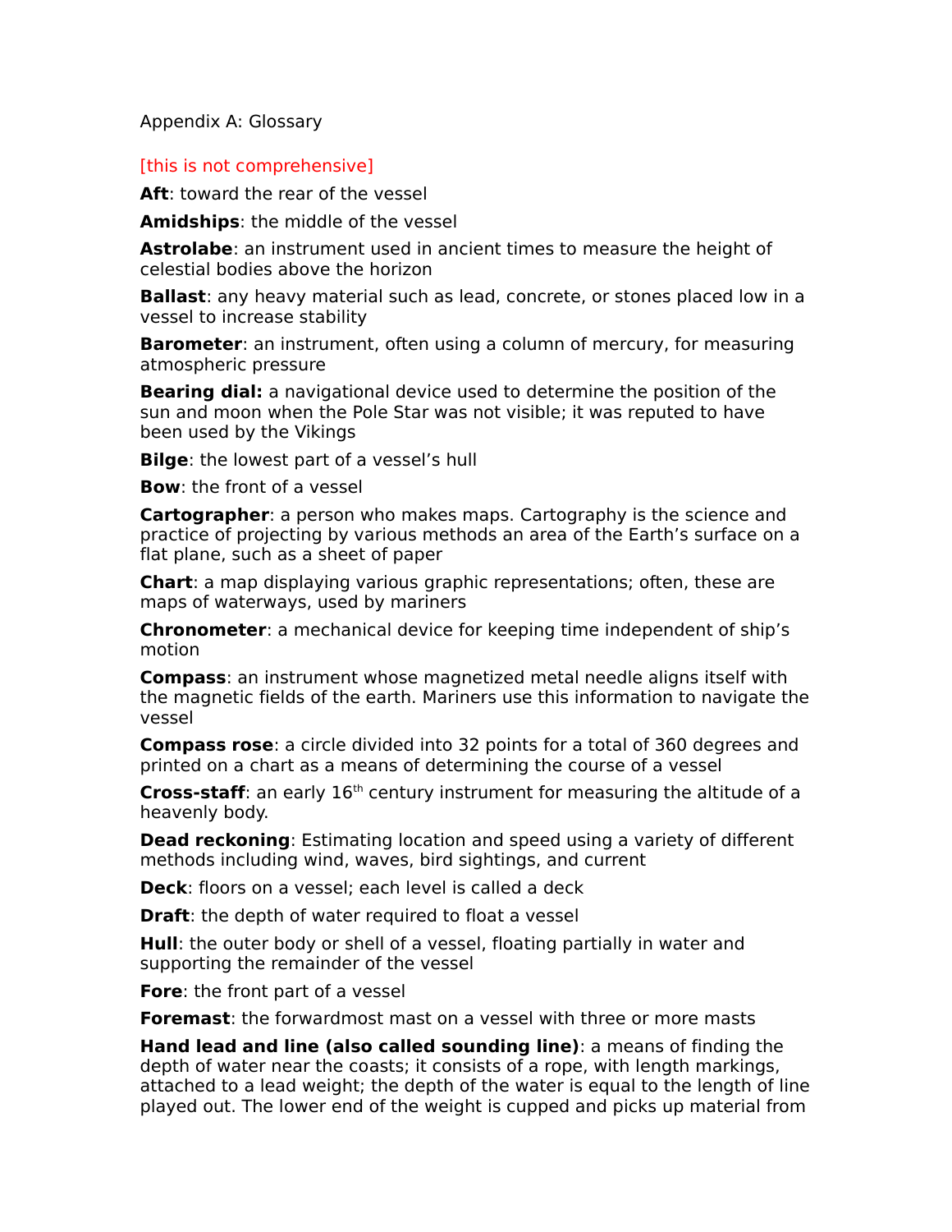Appendix A: Glossary

[this is not comprehensive]

**Aft**: toward the rear of the vessel

**Amidships**: the middle of the vessel

**Astrolabe**: an instrument used in ancient times to measure the height of celestial bodies above the horizon

**Ballast**: any heavy material such as lead, concrete, or stones placed low in a vessel to increase stability

**Barometer**: an instrument, often using a column of mercury, for measuring atmospheric pressure

**Bearing dial:** a navigational device used to determine the position of the sun and moon when the Pole Star was not visible; it was reputed to have been used by the Vikings

**Bilge**: the lowest part of a vessel's hull

**Bow**: the front of a vessel

**Cartographer**: a person who makes maps. Cartography is the science and practice of projecting by various methods an area of the Earth's surface on a flat plane, such as a sheet of paper

**Chart**: a map displaying various graphic representations; often, these are maps of waterways, used by mariners

**Chronometer**: a mechanical device for keeping time independent of ship's motion

**Compass**: an instrument whose magnetized metal needle aligns itself with the magnetic fields of the earth. Mariners use this information to navigate the vessel

**Compass rose**: a circle divided into 32 points for a total of 360 degrees and printed on a chart as a means of determining the course of a vessel

**Cross-staff**: an early 16th century instrument for measuring the altitude of a heavenly body.

**Dead reckoning**: Estimating location and speed using a variety of different methods including wind, waves, bird sightings, and current

**Deck**: floors on a vessel; each level is called a deck

**Draft**: the depth of water required to float a vessel

**Hull**: the outer body or shell of a vessel, floating partially in water and supporting the remainder of the vessel

**Fore**: the front part of a vessel

**Foremast**: the forwardmost mast on a vessel with three or more masts

**Hand lead and line (also called sounding line)**: a means of finding the depth of water near the coasts; it consists of a rope, with length markings, attached to a lead weight; the depth of the water is equal to the length of line played out. The lower end of the weight is cupped and picks up material from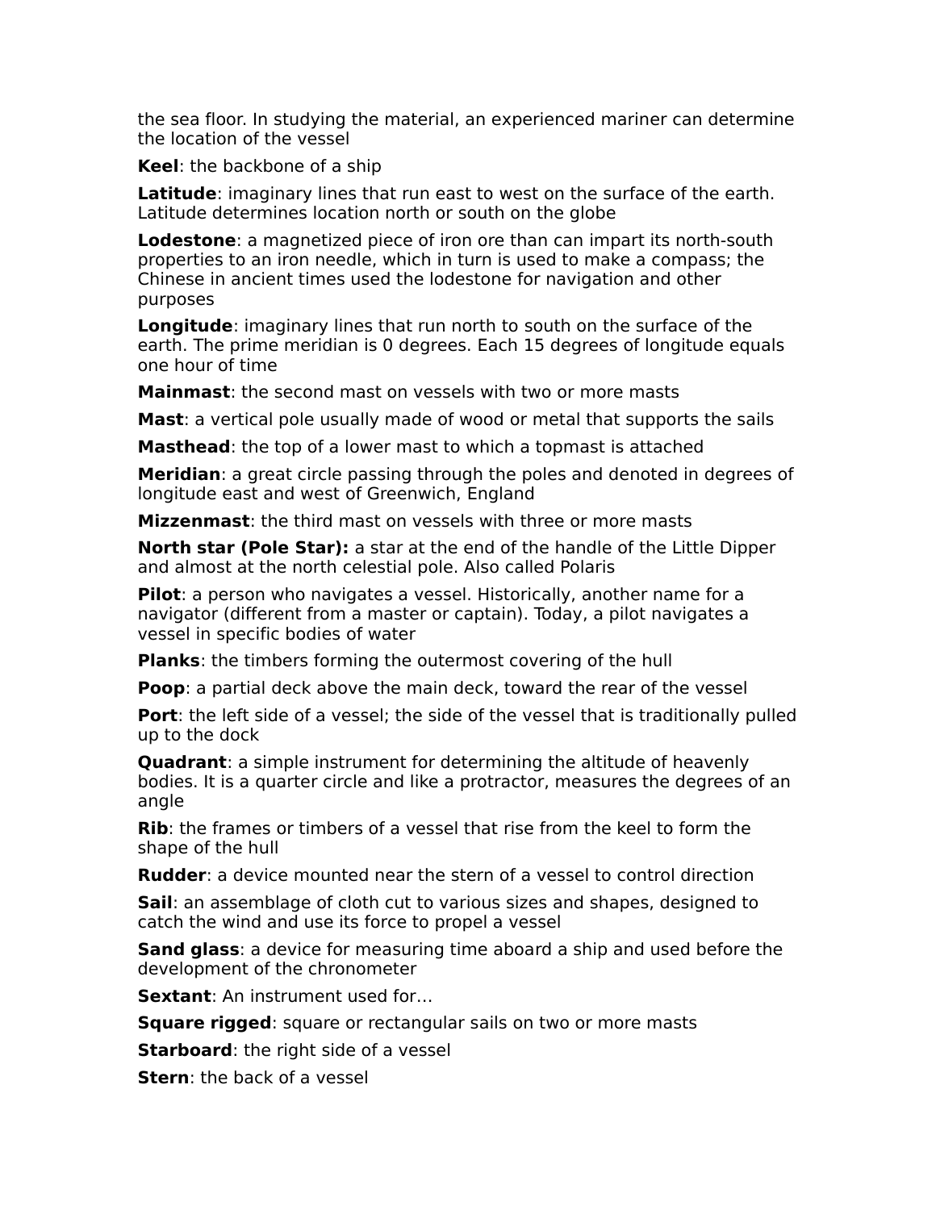the sea floor. In studying the material, an experienced mariner can determine the location of the vessel

**Keel**: the backbone of a ship

**Latitude**: imaginary lines that run east to west on the surface of the earth. Latitude determines location north or south on the globe

**Lodestone**: a magnetized piece of iron ore than can impart its north-south properties to an iron needle, which in turn is used to make a compass; the Chinese in ancient times used the lodestone for navigation and other purposes

**Longitude**: imaginary lines that run north to south on the surface of the earth. The prime meridian is 0 degrees. Each 15 degrees of longitude equals one hour of time

**Mainmast**: the second mast on vessels with two or more masts

**Mast**: a vertical pole usually made of wood or metal that supports the sails

**Masthead**: the top of a lower mast to which a topmast is attached

**Meridian**: a great circle passing through the poles and denoted in degrees of longitude east and west of Greenwich, England

**Mizzenmast**: the third mast on vessels with three or more masts

**North star (Pole Star):** a star at the end of the handle of the Little Dipper and almost at the north celestial pole. Also called Polaris

**Pilot**: a person who navigates a vessel. Historically, another name for a navigator (different from a master or captain). Today, a pilot navigates a vessel in specific bodies of water

**Planks**: the timbers forming the outermost covering of the hull

**Poop**: a partial deck above the main deck, toward the rear of the vessel

**Port**: the left side of a vessel; the side of the vessel that is traditionally pulled up to the dock

**Quadrant**: a simple instrument for determining the altitude of heavenly bodies. It is a quarter circle and like a protractor, measures the degrees of an angle

**Rib**: the frames or timbers of a vessel that rise from the keel to form the shape of the hull

**Rudder**: a device mounted near the stern of a vessel to control direction

**Sail**: an assemblage of cloth cut to various sizes and shapes, designed to catch the wind and use its force to propel a vessel

**Sand glass**: a device for measuring time aboard a ship and used before the development of the chronometer

**Sextant**: An instrument used for…

**Square rigged**: square or rectangular sails on two or more masts

**Starboard**: the right side of a vessel

**Stern**: the back of a vessel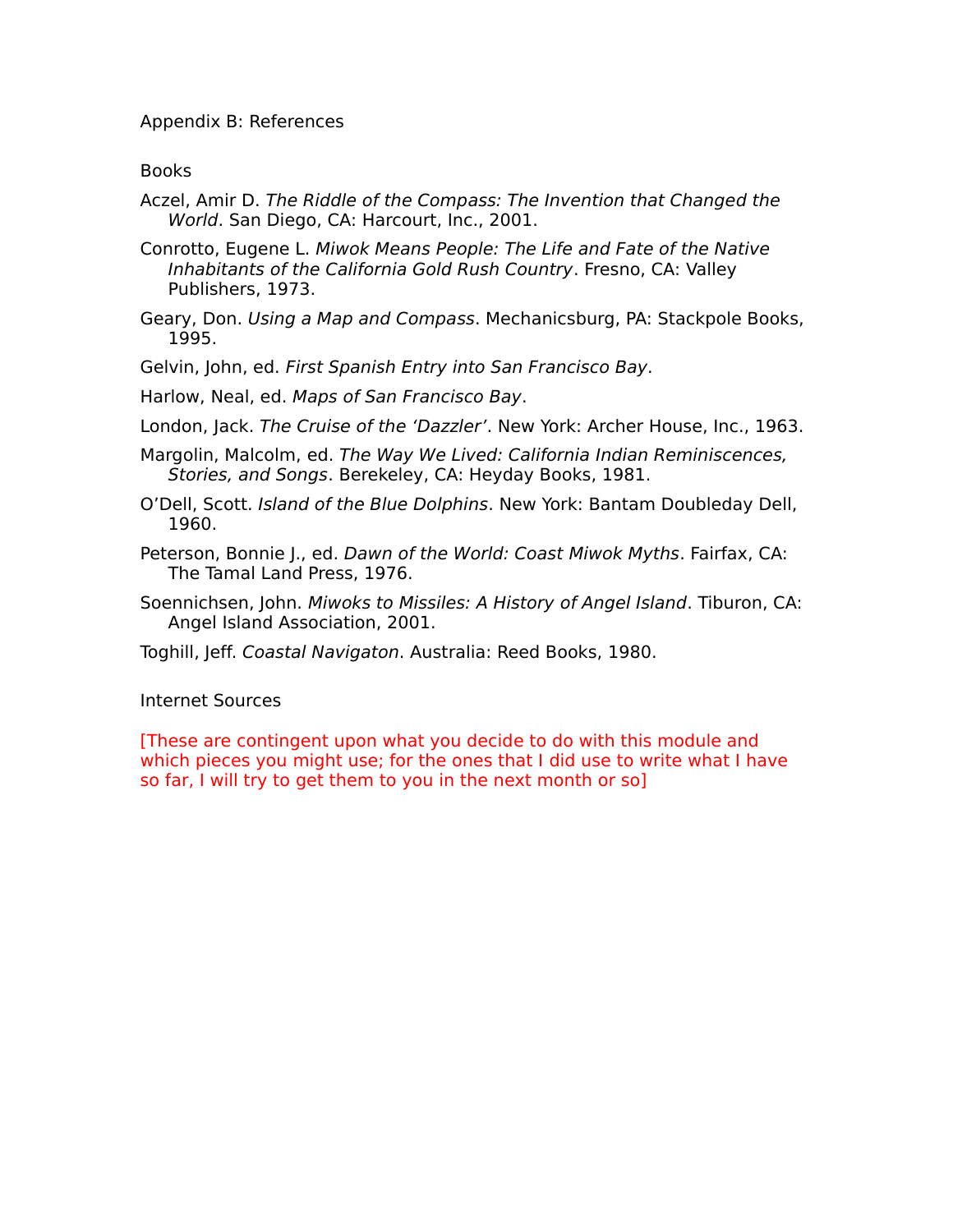# Appendix B: References

## Books

Aczel, Amir D. *The Riddle of the Compass: The Invention that Changed the World*. San Diego, CA: Harcourt, Inc., 2001.

Conrotto, Eugene L. *Miwok Means People: The Life and Fate of the Native Inhabitants of the California Gold Rush Country*. Fresno, CA: Valley Publishers, 1973.

Geary, Don. *Using a Map and Compass*. Mechanicsburg, PA: Stackpole Books, 1995.

Gelvin, John, ed. *First Spanish Entry into San Francisco Bay*.

Harlow, Neal, ed. *Maps of San Francisco Bay*.

London, Jack. *The Cruise of the 'Dazzler'*. New York: Archer House, Inc., 1963.

Margolin, Malcolm, ed. *The Way We Lived: California Indian Reminiscences, Stories, and Songs*. Berekeley, CA: Heyday Books, 1981.

O'Dell, Scott. *Island of the Blue Dolphins*. New York: Bantam Doubleday Dell, 1960.

Peterson, Bonnie J., ed. *Dawn of the World: Coast Miwok Myths*. Fairfax, CA: The Tamal Land Press, 1976.

Soennichsen, John. *Miwoks to Missiles: A History of Angel Island*. Tiburon, CA: Angel Island Association, 2001.

Toghill, Jeff. *Coastal Navigaton*. Australia: Reed Books, 1980.

## Internet Sources

[These are contingent upon what you decide to do with this module and which pieces you might use; for the ones that I did use to write what I have so far, I will try to get them to you in the next month or so]